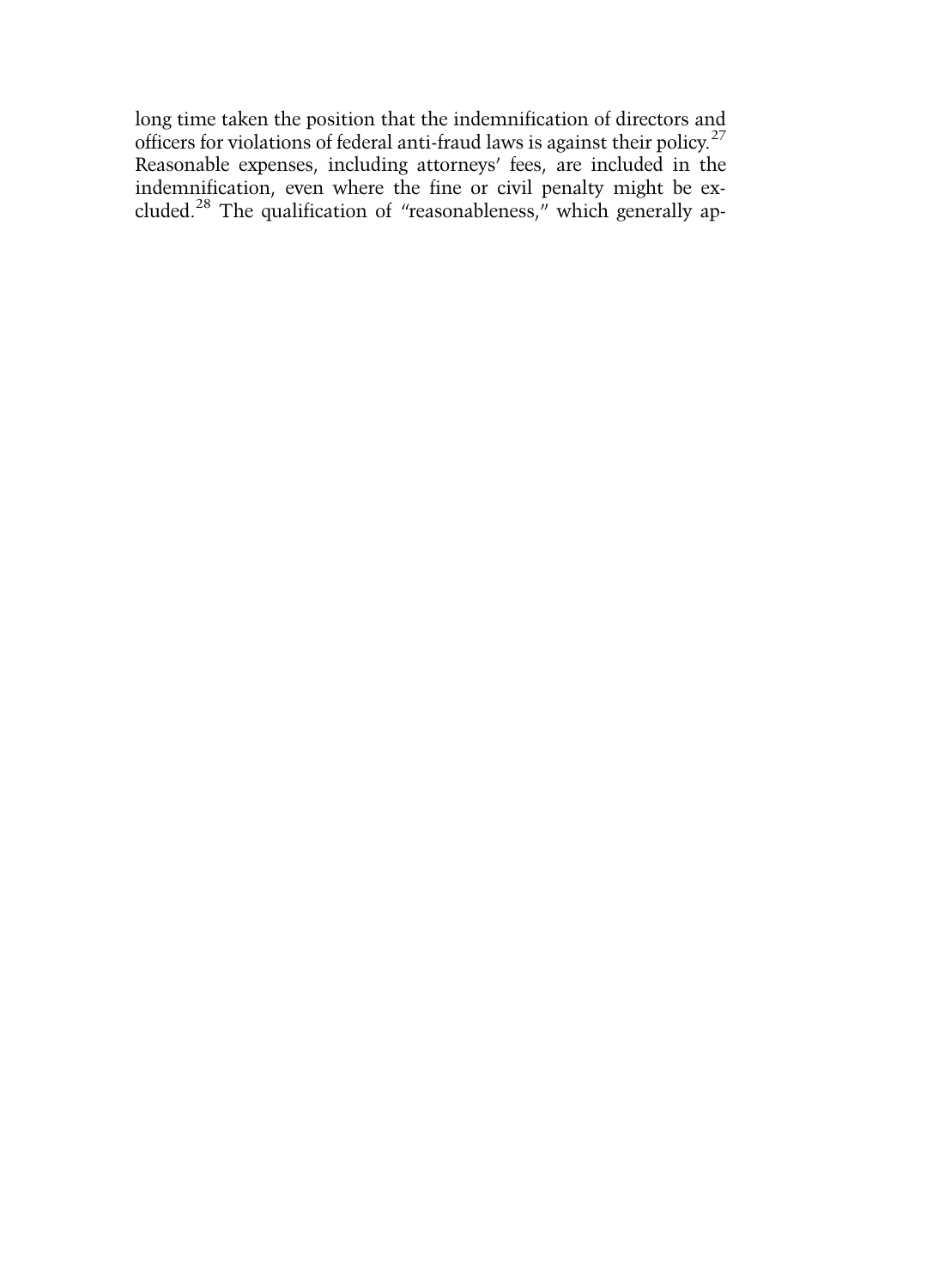long time taken the position that the indemnification of directors and officers for violations of federal anti-fraud laws is against their policy.[27] Reasonable expenses, including attorneys' fees, are included in the indemnification, even where the fine or civil penalty might be excluded.[28] The qualification of "reasonableness," which generally ap-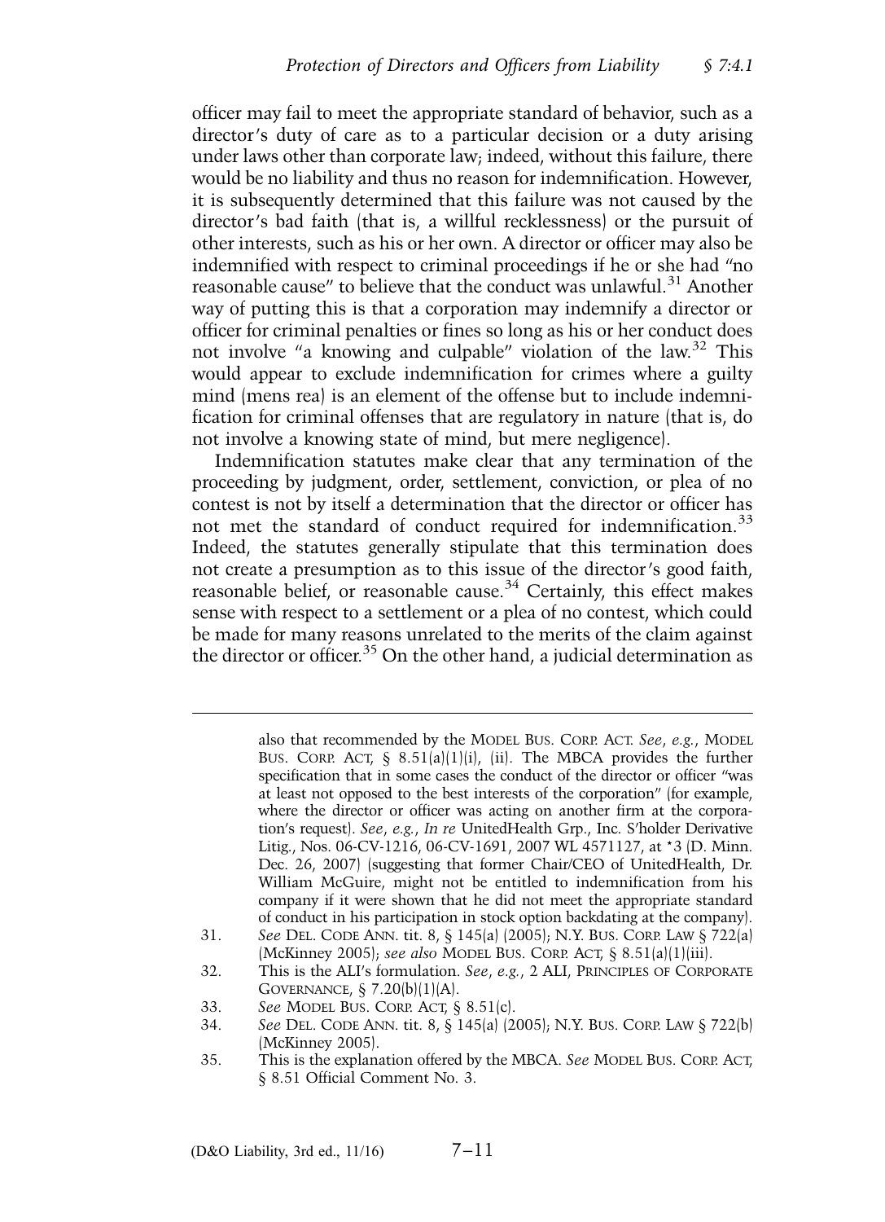officer may fail to meet the appropriate standard of behavior, such as a director's duty of care as to a particular decision or a duty arising under laws other than corporate law; indeed, without this failure, there would be no liability and thus no reason for indemnification. However, it is subsequently determined that this failure was not caused by the director's bad faith (that is, a willful recklessness) or the pursuit of other interests, such as his or her own. A director or officer may also be indemnified with respect to criminal proceedings if he or she had "no reasonable cause" to believe that the conduct was unlawful.[31] Another way of putting this is that a corporation may indemnify a director or officer for criminal penalties or fines so long as his or her conduct does not involve "a knowing and culpable" violation of the law.[32] This would appear to exclude indemnification for crimes where a guilty mind (mens rea) is an element of the offense but to include indemnification for criminal offenses that are regulatory in nature (that is, do not involve a knowing state of mind, but mere negligence).

Indemnification statutes make clear that any termination of the proceeding by judgment, order, settlement, conviction, or plea of no contest is not by itself a determination that the director or officer has not met the standard of conduct required for indemnification.[33] Indeed, the statutes generally stipulate that this termination does not create a presumption as to this issue of the director's good faith, reasonable belief, or reasonable cause.[34] Certainly, this effect makes sense with respect to a settlement or a plea of no contest, which could be made for many reasons unrelated to the merits of the claim against the director or officer.[35] On the other hand, a judicial determination as

---

also that recommended by the MODEL BUS. CORP. ACT. *See*, *e.g.*, MODEL BUS. CORP. ACT, § 8.51(a)(1)(i), (ii). The MBCA provides the further specification that in some cases the conduct of the director or officer "was at least not opposed to the best interests of the corporation" (for example, where the director or officer was acting on another firm at the corporation's request). *See*, *e.g.*, *In re* UnitedHealth Grp., Inc. S'holder Derivative Litig., Nos. 06-CV-1216, 06-CV-1691, 2007 WL 4571127, at *3 (D. Minn. Dec. 26, 2007) (suggesting that former Chair/CEO of UnitedHealth, Dr. William McGuire, might not be entitled to indemnification from his company if it were shown that he did not meet the appropriate standard of conduct in his participation in stock option backdating at the company).

31. *See* DEL. CODE ANN. tit. 8, § 145(a) (2005); N.Y. BUS. CORP. LAW § 722(a) (McKinney 2005); *see also* MODEL BUS. CORP. ACT, § 8.51(a)(1)(iii).
32. This is the ALI's formulation. *See*, *e.g.*, 2 ALI, PRINCIPLES OF CORPORATE GOVERNANCE, § 7.20(b)(1)(A).
33. *See* MODEL BUS. CORP. ACT, § 8.51(c).
34. *See* DEL. CODE ANN. tit. 8, § 145(a) (2005); N.Y. BUS. CORP. LAW § 722(b) (McKinney 2005).
35. This is the explanation offered by the MBCA. *See* MODEL BUS. CORP. ACT, § 8.51 Official Comment No. 3.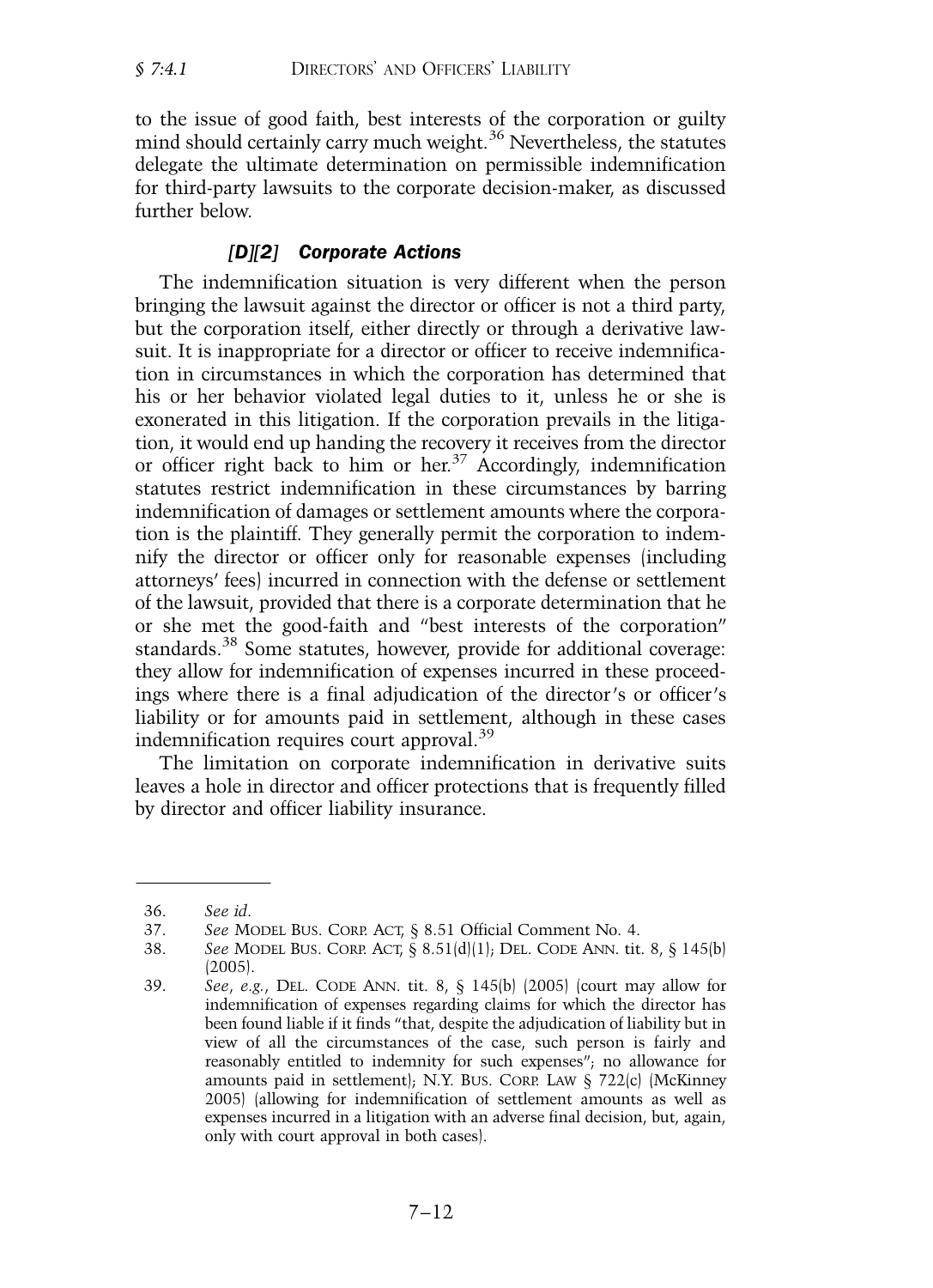to the issue of good faith, best interests of the corporation or guilty mind should certainly carry much weight.[36] Nevertheless, the statutes delegate the ultimate determination on permissible indemnification for third-party lawsuits to the corporate decision-maker, as discussed further below.

#### *[D][2] Corporate Actions*

The indemnification situation is very different when the person bringing the lawsuit against the director or officer is not a third party, but the corporation itself, either directly or through a derivative lawsuit. It is inappropriate for a director or officer to receive indemnification in circumstances in which the corporation has determined that his or her behavior violated legal duties to it, unless he or she is exonerated in this litigation. If the corporation prevails in the litigation, it would end up handing the recovery it receives from the director or officer right back to him or her.[37] Accordingly, indemnification statutes restrict indemnification in these circumstances by barring indemnification of damages or settlement amounts where the corporation is the plaintiff. They generally permit the corporation to indemnify the director or officer only for reasonable expenses (including attorneys' fees) incurred in connection with the defense or settlement of the lawsuit, provided that there is a corporate determination that he or she met the good-faith and "best interests of the corporation" standards.[38] Some statutes, however, provide for additional coverage: they allow for indemnification of expenses incurred in these proceedings where there is a final adjudication of the director's or officer's liability or for amounts paid in settlement, although in these cases indemnification requires court approval.[39]

The limitation on corporate indemnification in derivative suits leaves a hole in director and officer protections that is frequently filled by director and officer liability insurance.

---

36. *See id.*

37. *See* MODEL BUS. CORP. ACT, § 8.51 Official Comment No. 4.

38. *See* MODEL BUS. CORP. ACT, § 8.51(d)(1); DEL. CODE ANN. tit. 8, § 145(b) (2005).

39. *See, e.g.*, DEL. CODE ANN. tit. 8, § 145(b) (2005) (court may allow for indemnification of expenses regarding claims for which the director has been found liable if it finds "that, despite the adjudication of liability but in view of all the circumstances of the case, such person is fairly and reasonably entitled to indemnity for such expenses"; no allowance for amounts paid in settlement); N.Y. BUS. CORP. LAW § 722(c) (McKinney 2005) (allowing for indemnification of settlement amounts as well as expenses incurred in a litigation with an adverse final decision, but, again, only with court approval in both cases).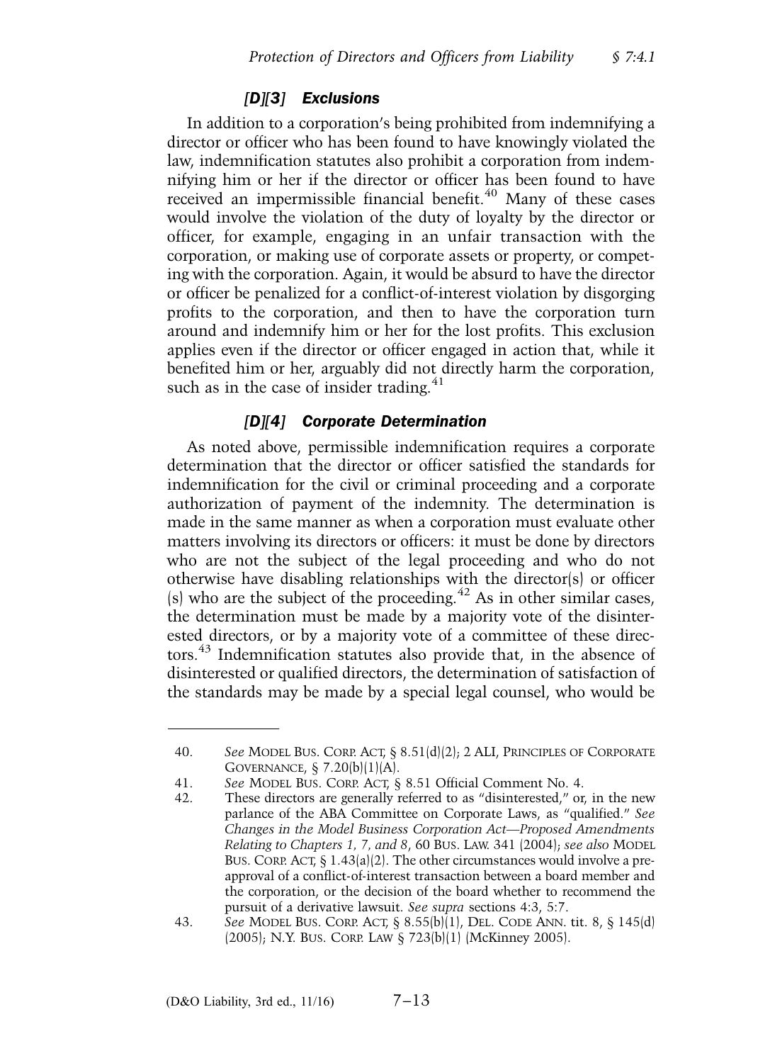#### *[D][3] Exclusions*

In addition to a corporation's being prohibited from indemnifying a director or officer who has been found to have knowingly violated the law, indemnification statutes also prohibit a corporation from indemnifying him or her if the director or officer has been found to have received an impermissible financial benefit.[40] Many of these cases would involve the violation of the duty of loyalty by the director or officer, for example, engaging in an unfair transaction with the corporation, or making use of corporate assets or property, or competing with the corporation. Again, it would be absurd to have the director or officer be penalized for a conflict-of-interest violation by disgorging profits to the corporation, and then to have the corporation turn around and indemnify him or her for the lost profits. This exclusion applies even if the director or officer engaged in action that, while it benefited him or her, arguably did not directly harm the corporation, such as in the case of insider trading.[41]

#### *[D][4] Corporate Determination*

As noted above, permissible indemnification requires a corporate determination that the director or officer satisfied the standards for indemnification for the civil or criminal proceeding and a corporate authorization of payment of the indemnity. The determination is made in the same manner as when a corporation must evaluate other matters involving its directors or officers: it must be done by directors who are not the subject of the legal proceeding and who do not otherwise have disabling relationships with the director(s) or officer(s) who are the subject of the proceeding.[42] As in other similar cases, the determination must be made by a majority vote of the disinterested directors, or by a majority vote of a committee of these directors.[43] Indemnification statutes also provide that, in the absence of disinterested or qualified directors, the determination of satisfaction of the standards may be made by a special legal counsel, who would be

---

40. *See* MODEL BUS. CORP. ACT, § 8.51(d)(2); 2 ALI, PRINCIPLES OF CORPORATE GOVERNANCE, § 7.20(b)(1)(A).

41. *See* MODEL BUS. CORP. ACT, § 8.51 Official Comment No. 4.

42. These directors are generally referred to as "disinterested," or, in the new parlance of the ABA Committee on Corporate Laws, as "qualified." *See Changes in the Model Business Corporation Act—Proposed Amendments Relating to Chapters 1, 7, and 8*, 60 BUS. LAW. 341 (2004); *see also* MODEL BUS. CORP. ACT, § 1.43(a)(2). The other circumstances would involve a pre-approval of a conflict-of-interest transaction between a board member and the corporation, or the decision of the board whether to recommend the pursuit of a derivative lawsuit. *See supra* sections 4:3, 5:7.

43. *See* MODEL BUS. CORP. ACT, § 8.55(b)(1), DEL. CODE ANN. tit. 8, § 145(d) (2005); N.Y. BUS. CORP. LAW § 723(b)(1) (McKinney 2005).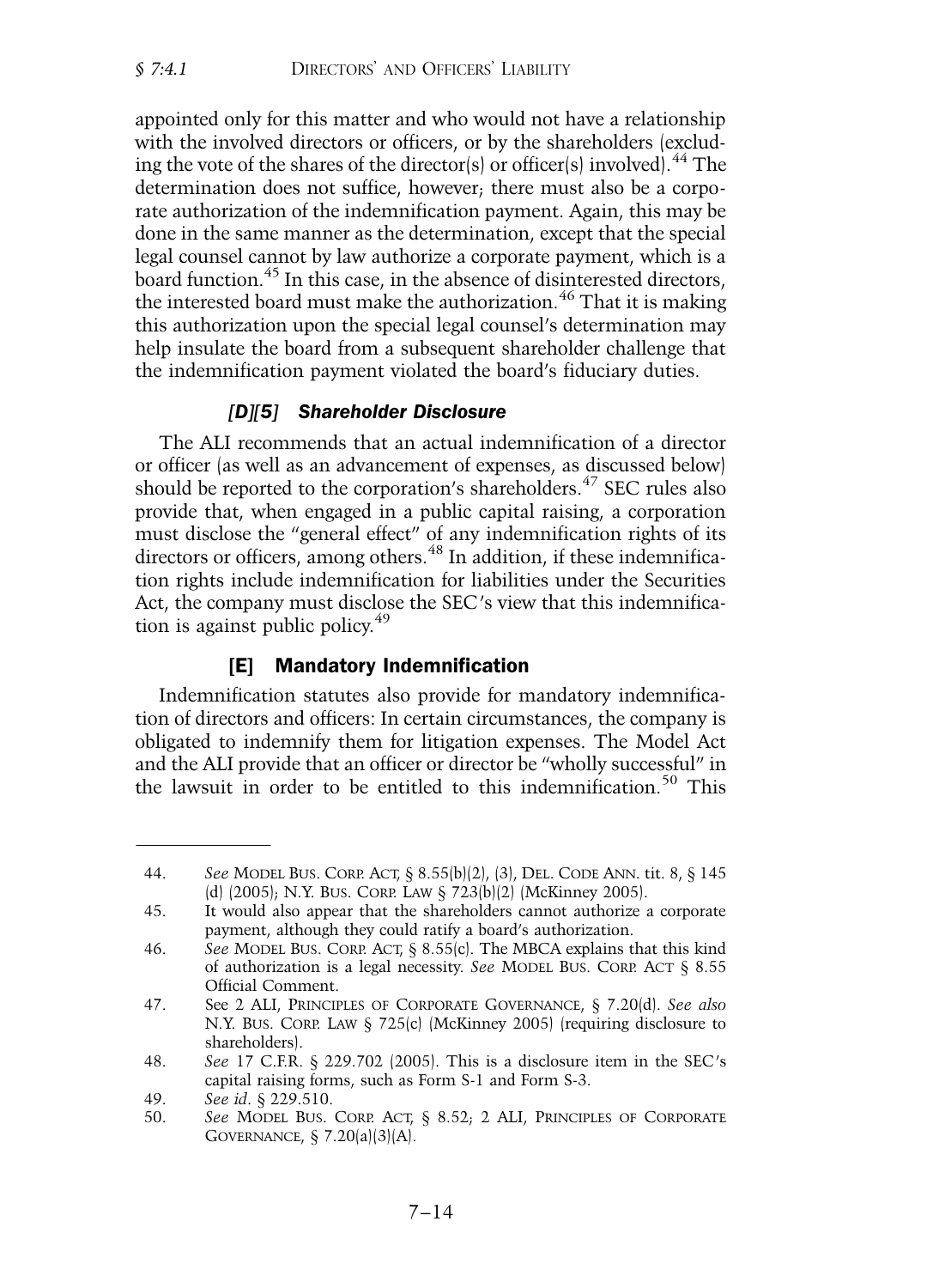appointed only for this matter and who would not have a relationship with the involved directors or officers, or by the shareholders (excluding the vote of the shares of the director(s) or officer(s) involved).[44] The determination does not suffice, however; there must also be a corporate authorization of the indemnification payment. Again, this may be done in the same manner as the determination, except that the special legal counsel cannot by law authorize a corporate payment, which is a board function.[45] In this case, in the absence of disinterested directors, the interested board must make the authorization.[46] That it is making this authorization upon the special legal counsel's determination may help insulate the board from a subsequent shareholder challenge that the indemnification payment violated the board's fiduciary duties.

#### *[D][5] Shareholder Disclosure*

The ALI recommends that an actual indemnification of a director or officer (as well as an advancement of expenses, as discussed below) should be reported to the corporation's shareholders.[47] SEC rules also provide that, when engaged in a public capital raising, a corporation must disclose the "general effect" of any indemnification rights of its directors or officers, among others.[48] In addition, if these indemnification rights include indemnification for liabilities under the Securities Act, the company must disclose the SEC's view that this indemnification is against public policy.[49]

### [E] Mandatory Indemnification

Indemnification statutes also provide for mandatory indemnification of directors and officers: In certain circumstances, the company is obligated to indemnify them for litigation expenses. The Model Act and the ALI provide that an officer or director be "wholly successful" in the lawsuit in order to be entitled to this indemnification.[50] This

---

44. *See* MODEL BUS. CORP. ACT, § 8.55(b)(2), (3), DEL. CODE ANN. tit. 8, § 145 (d) (2005); N.Y. BUS. CORP. LAW § 723(b)(2) (McKinney 2005).
45. It would also appear that the shareholders cannot authorize a corporate payment, although they could ratify a board's authorization.
46. *See* MODEL BUS. CORP. ACT, § 8.55(c). The MBCA explains that this kind of authorization is a legal necessity. *See* MODEL BUS. CORP. ACT § 8.55 Official Comment.
47. See 2 ALI, PRINCIPLES OF CORPORATE GOVERNANCE, § 7.20(d). *See also* N.Y. BUS. CORP. LAW § 725(c) (McKinney 2005) (requiring disclosure to shareholders).
48. *See* 17 C.F.R. § 229.702 (2005). This is a disclosure item in the SEC's capital raising forms, such as Form S-1 and Form S-3.
49. *See id.* § 229.510.
50. *See* MODEL BUS. CORP. ACT, § 8.52; 2 ALI, PRINCIPLES OF CORPORATE GOVERNANCE, § 7.20(a)(3)(A).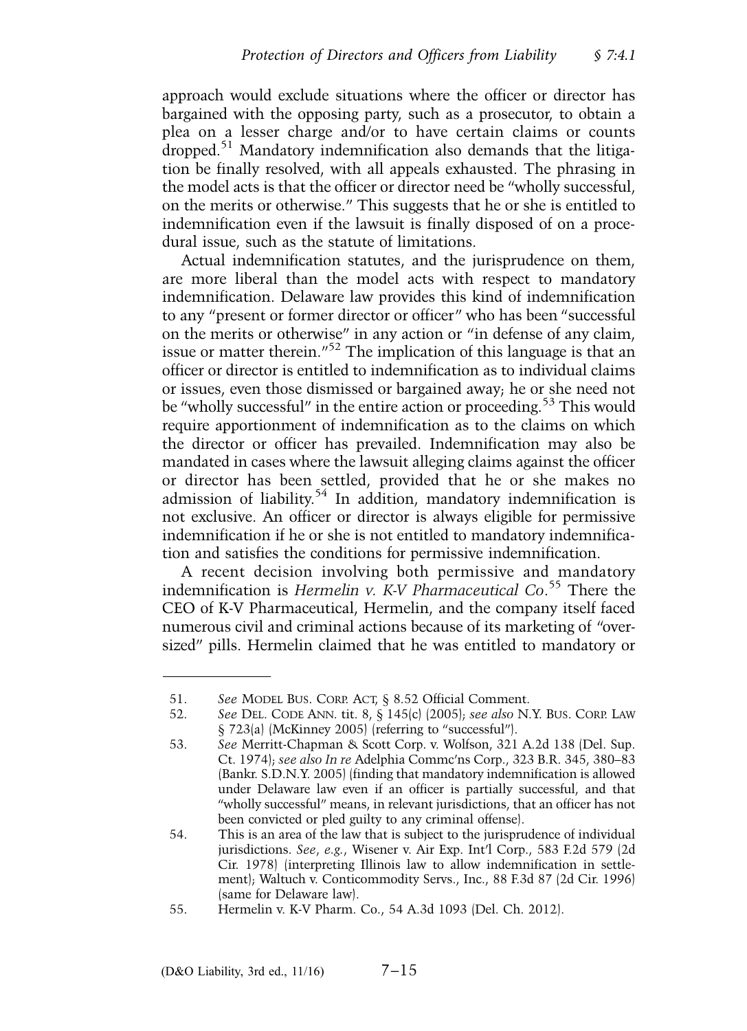approach would exclude situations where the officer or director has bargained with the opposing party, such as a prosecutor, to obtain a plea on a lesser charge and/or to have certain claims or counts dropped.[51] Mandatory indemnification also demands that the litigation be finally resolved, with all appeals exhausted. The phrasing in the model acts is that the officer or director need be "wholly successful, on the merits or otherwise." This suggests that he or she is entitled to indemnification even if the lawsuit is finally disposed of on a procedural issue, such as the statute of limitations.

Actual indemnification statutes, and the jurisprudence on them, are more liberal than the model acts with respect to mandatory indemnification. Delaware law provides this kind of indemnification to any "present or former director or officer" who has been "successful on the merits or otherwise" in any action or "in defense of any claim, issue or matter therein."[52] The implication of this language is that an officer or director is entitled to indemnification as to individual claims or issues, even those dismissed or bargained away; he or she need not be "wholly successful" in the entire action or proceeding.[53] This would require apportionment of indemnification as to the claims on which the director or officer has prevailed. Indemnification may also be mandated in cases where the lawsuit alleging claims against the officer or director has been settled, provided that he or she makes no admission of liability.[54] In addition, mandatory indemnification is not exclusive. An officer or director is always eligible for permissive indemnification if he or she is not entitled to mandatory indemnification and satisfies the conditions for permissive indemnification.

A recent decision involving both permissive and mandatory indemnification is *Hermelin v. K-V Pharmaceutical Co*.[55] There the CEO of K-V Pharmaceutical, Hermelin, and the company itself faced numerous civil and criminal actions because of its marketing of "oversized" pills. Hermelin claimed that he was entitled to mandatory or

---

51. *See* MODEL BUS. CORP. ACT, § 8.52 Official Comment.
52. *See* DEL. CODE ANN. tit. 8, § 145(c) (2005); *see also* N.Y. BUS. CORP. LAW § 723(a) (McKinney 2005) (referring to "successful").
53. *See* Merritt-Chapman & Scott Corp. v. Wolfson, 321 A.2d 138 (Del. Sup. Ct. 1974); *see also In re* Adelphia Commc'ns Corp., 323 B.R. 345, 380–83 (Bankr. S.D.N.Y. 2005) (finding that mandatory indemnification is allowed under Delaware law even if an officer is partially successful, and that "wholly successful" means, in relevant jurisdictions, that an officer has not been convicted or pled guilty to any criminal offense).
54. This is an area of the law that is subject to the jurisprudence of individual jurisdictions. *See, e.g.*, Wisener v. Air Exp. Int'l Corp., 583 F.2d 579 (2d Cir. 1978) (interpreting Illinois law to allow indemnification in settlement); Waltuch v. Conticommodity Servs., Inc., 88 F.3d 87 (2d Cir. 1996) (same for Delaware law).
55. Hermelin v. K-V Pharm. Co., 54 A.3d 1093 (Del. Ch. 2012).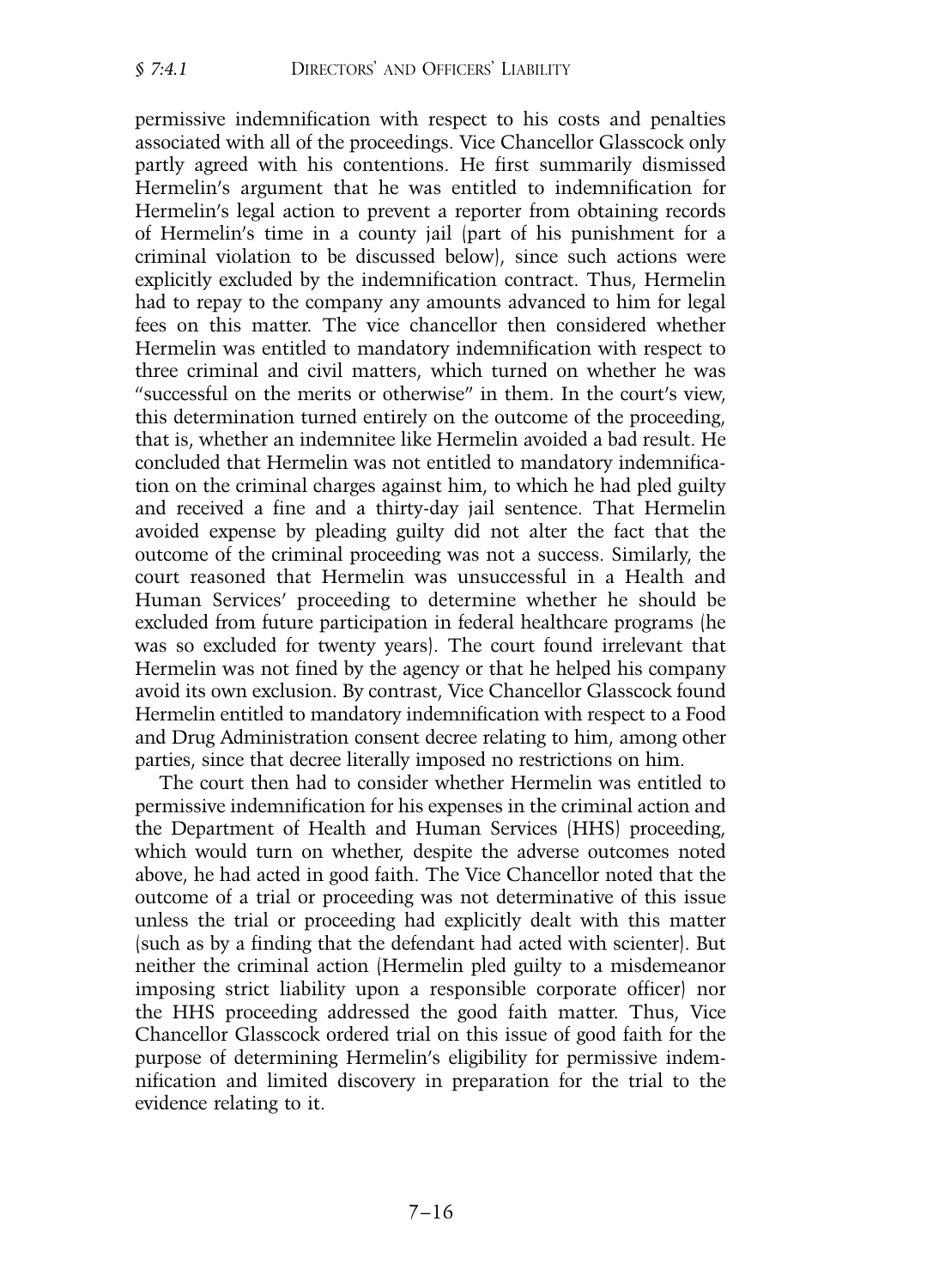permissive indemnification with respect to his costs and penalties associated with all of the proceedings. Vice Chancellor Glasscock only partly agreed with his contentions. He first summarily dismissed Hermelin's argument that he was entitled to indemnification for Hermelin's legal action to prevent a reporter from obtaining records of Hermelin's time in a county jail (part of his punishment for a criminal violation to be discussed below), since such actions were explicitly excluded by the indemnification contract. Thus, Hermelin had to repay to the company any amounts advanced to him for legal fees on this matter. The vice chancellor then considered whether Hermelin was entitled to mandatory indemnification with respect to three criminal and civil matters, which turned on whether he was "successful on the merits or otherwise" in them. In the court's view, this determination turned entirely on the outcome of the proceeding, that is, whether an indemnitee like Hermelin avoided a bad result. He concluded that Hermelin was not entitled to mandatory indemnification on the criminal charges against him, to which he had pled guilty and received a fine and a thirty-day jail sentence. That Hermelin avoided expense by pleading guilty did not alter the fact that the outcome of the criminal proceeding was not a success. Similarly, the court reasoned that Hermelin was unsuccessful in a Health and Human Services' proceeding to determine whether he should be excluded from future participation in federal healthcare programs (he was so excluded for twenty years). The court found irrelevant that Hermelin was not fined by the agency or that he helped his company avoid its own exclusion. By contrast, Vice Chancellor Glasscock found Hermelin entitled to mandatory indemnification with respect to a Food and Drug Administration consent decree relating to him, among other parties, since that decree literally imposed no restrictions on him.

The court then had to consider whether Hermelin was entitled to permissive indemnification for his expenses in the criminal action and the Department of Health and Human Services (HHS) proceeding, which would turn on whether, despite the adverse outcomes noted above, he had acted in good faith. The Vice Chancellor noted that the outcome of a trial or proceeding was not determinative of this issue unless the trial or proceeding had explicitly dealt with this matter (such as by a finding that the defendant had acted with scienter). But neither the criminal action (Hermelin pled guilty to a misdemeanor imposing strict liability upon a responsible corporate officer) nor the HHS proceeding addressed the good faith matter. Thus, Vice Chancellor Glasscock ordered trial on this issue of good faith for the purpose of determining Hermelin's eligibility for permissive indemnification and limited discovery in preparation for the trial to the evidence relating to it.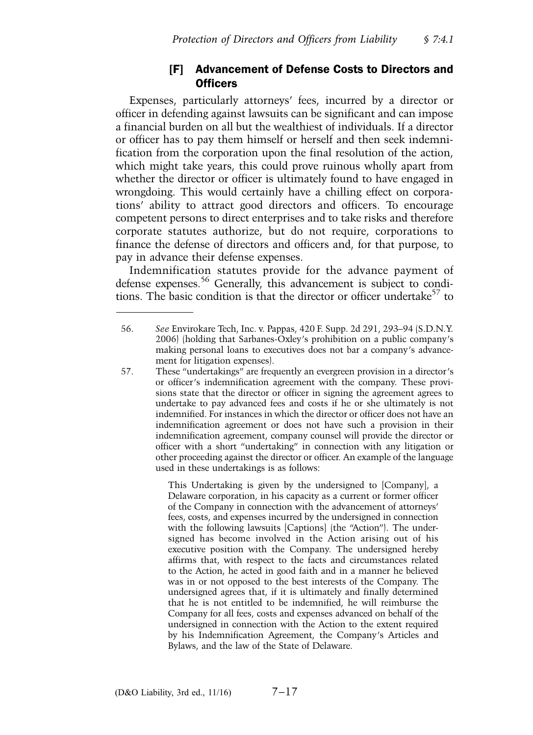### [F] Advancement of Defense Costs to Directors and Officers

Expenses, particularly attorneys' fees, incurred by a director or officer in defending against lawsuits can be significant and can impose a financial burden on all but the wealthiest of individuals. If a director or officer has to pay them himself or herself and then seek indemnification from the corporation upon the final resolution of the action, which might take years, this could prove ruinous wholly apart from whether the director or officer is ultimately found to have engaged in wrongdoing. This would certainly have a chilling effect on corporations' ability to attract good directors and officers. To encourage competent persons to direct enterprises and to take risks and therefore corporate statutes authorize, but do not require, corporations to finance the defense of directors and officers and, for that purpose, to pay in advance their defense expenses.

Indemnification statutes provide for the advance payment of defense expenses.[56] Generally, this advancement is subject to conditions. The basic condition is that the director or officer undertake[57] to

---

56. *See* Envirokare Tech, Inc. v. Pappas, 420 F. Supp. 2d 291, 293–94 (S.D.N.Y. 2006) (holding that Sarbanes-Oxley's prohibition on a public company's making personal loans to executives does not bar a company's advancement for litigation expenses).

57. These "undertakings" are frequently an evergreen provision in a director's or officer's indemnification agreement with the company. These provisions state that the director or officer in signing the agreement agrees to undertake to pay advanced fees and costs if he or she ultimately is not indemnified. For instances in which the director or officer does not have an indemnification agreement or does not have such a provision in their indemnification agreement, company counsel will provide the director or officer with a short "undertaking" in connection with any litigation or other proceeding against the director or officer. An example of the language used in these undertakings is as follows:

    This Undertaking is given by the undersigned to [Company], a Delaware corporation, in his capacity as a current or former officer of the Company in connection with the advancement of attorneys' fees, costs, and expenses incurred by the undersigned in connection with the following lawsuits [Captions] (the "Action"). The undersigned has become involved in the Action arising out of his executive position with the Company. The undersigned hereby affirms that, with respect to the facts and circumstances related to the Action, he acted in good faith and in a manner he believed was in or not opposed to the best interests of the Company. The undersigned agrees that, if it is ultimately and finally determined that he is not entitled to be indemnified, he will reimburse the Company for all fees, costs and expenses advanced on behalf of the undersigned in connection with the Action to the extent required by his Indemnification Agreement, the Company's Articles and Bylaws, and the law of the State of Delaware.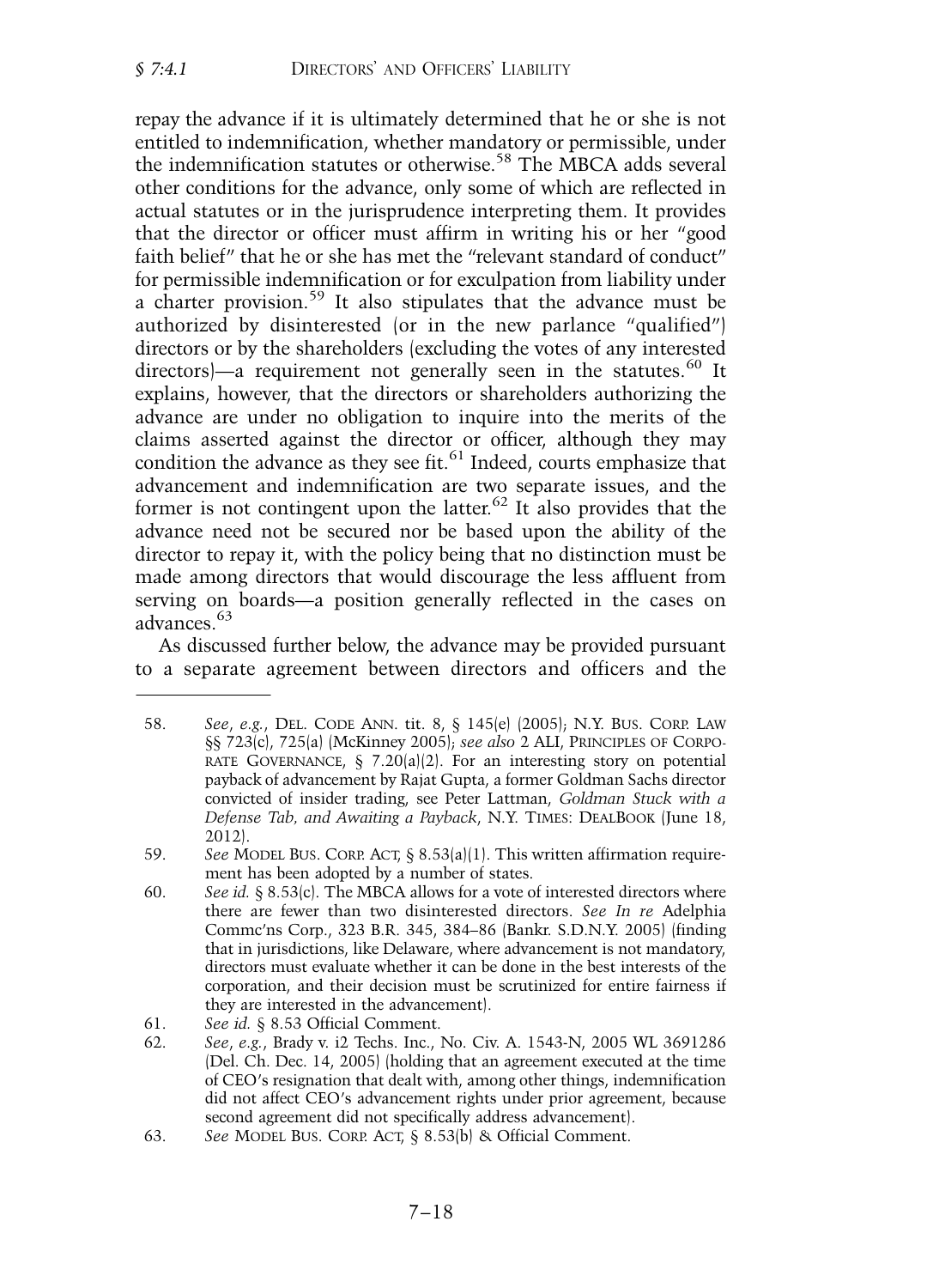repay the advance if it is ultimately determined that he or she is not entitled to indemnification, whether mandatory or permissible, under the indemnification statutes or otherwise.[58] The MBCA adds several other conditions for the advance, only some of which are reflected in actual statutes or in the jurisprudence interpreting them. It provides that the director or officer must affirm in writing his or her "good faith belief" that he or she has met the "relevant standard of conduct" for permissible indemnification or for exculpation from liability under a charter provision.[59] It also stipulates that the advance must be authorized by disinterested (or in the new parlance "qualified") directors or by the shareholders (excluding the votes of any interested directors)—a requirement not generally seen in the statutes.[60] It explains, however, that the directors or shareholders authorizing the advance are under no obligation to inquire into the merits of the claims asserted against the director or officer, although they may condition the advance as they see fit.[61] Indeed, courts emphasize that advancement and indemnification are two separate issues, and the former is not contingent upon the latter.[62] It also provides that the advance need not be secured nor be based upon the ability of the director to repay it, with the policy being that no distinction must be made among directors that would discourage the less affluent from serving on boards—a position generally reflected in the cases on advances.[63]

As discussed further below, the advance may be provided pursuant to a separate agreement between directors and officers and the

---

58. *See*, *e.g.*, DEL. CODE ANN. tit. 8, § 145(e) (2005); N.Y. BUS. CORP. LAW §§ 723(c), 725(a) (McKinney 2005); *see also* 2 ALI, PRINCIPLES OF CORPORATE GOVERNANCE, § 7.20(a)(2). For an interesting story on potential payback of advancement by Rajat Gupta, a former Goldman Sachs director convicted of insider trading, see Peter Lattman, *Goldman Stuck with a Defense Tab, and Awaiting a Payback*, N.Y. TIMES: DEALBOOK (June 18, 2012).

59. *See* MODEL BUS. CORP. ACT, § 8.53(a)(1). This written affirmation requirement has been adopted by a number of states.

60. *See id.* § 8.53(c). The MBCA allows for a vote of interested directors where there are fewer than two disinterested directors. *See In re* Adelphia Commc'ns Corp., 323 B.R. 345, 384–86 (Bankr. S.D.N.Y. 2005) (finding that in jurisdictions, like Delaware, where advancement is not mandatory, directors must evaluate whether it can be done in the best interests of the corporation, and their decision must be scrutinized for entire fairness if they are interested in the advancement).

61. *See id.* § 8.53 Official Comment.

62. *See*, *e.g.*, Brady v. i2 Techs. Inc., No. Civ. A. 1543-N, 2005 WL 3691286 (Del. Ch. Dec. 14, 2005) (holding that an agreement executed at the time of CEO's resignation that dealt with, among other things, indemnification did not affect CEO's advancement rights under prior agreement, because second agreement did not specifically address advancement).

63. *See* MODEL BUS. CORP. ACT, § 8.53(b) & Official Comment.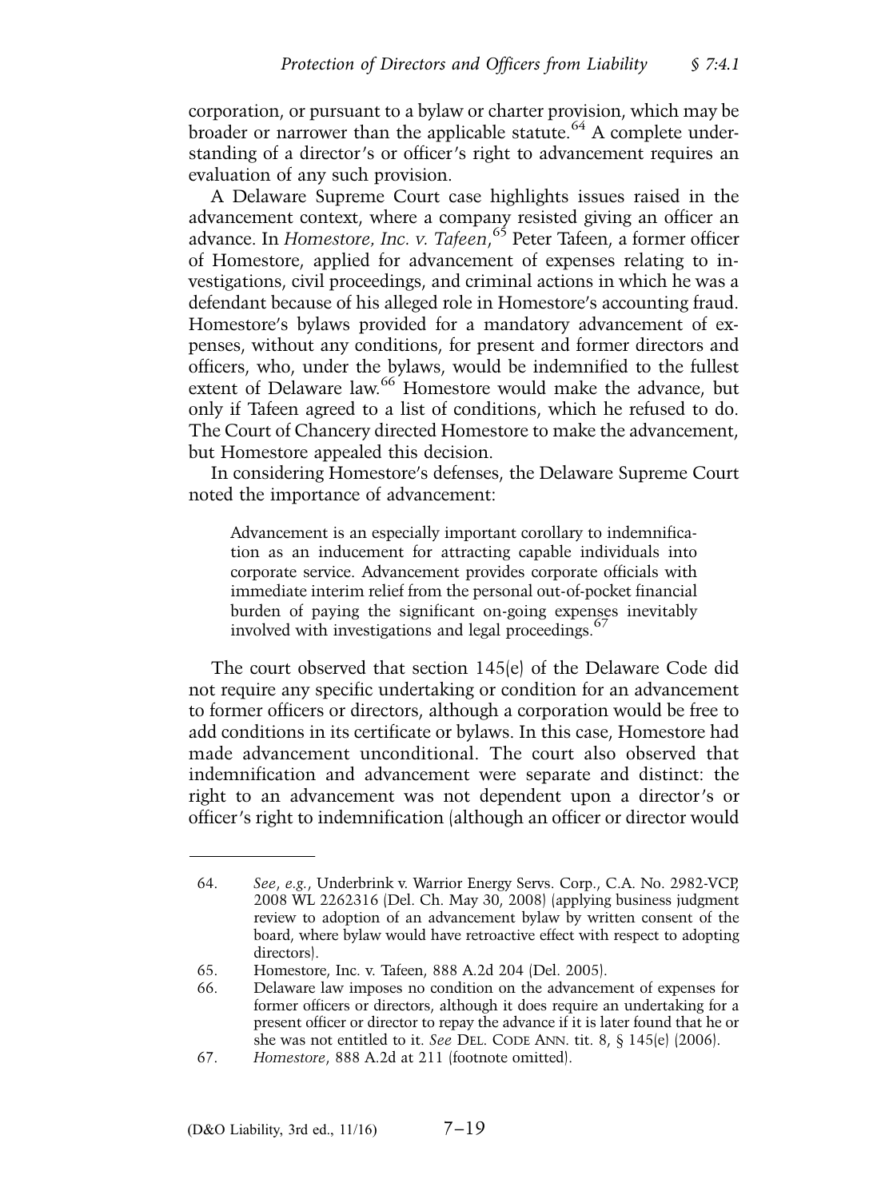corporation, or pursuant to a bylaw or charter provision, which may be broader or narrower than the applicable statute.[64] A complete understanding of a director's or officer's right to advancement requires an evaluation of any such provision.

A Delaware Supreme Court case highlights issues raised in the advancement context, where a company resisted giving an officer an advance. In *Homestore, Inc. v. Tafeen*,[65] Peter Tafeen, a former officer of Homestore, applied for advancement of expenses relating to investigations, civil proceedings, and criminal actions in which he was a defendant because of his alleged role in Homestore's accounting fraud. Homestore's bylaws provided for a mandatory advancement of expenses, without any conditions, for present and former directors and officers, who, under the bylaws, would be indemnified to the fullest extent of Delaware law.[66] Homestore would make the advance, but only if Tafeen agreed to a list of conditions, which he refused to do. The Court of Chancery directed Homestore to make the advancement, but Homestore appealed this decision.

In considering Homestore's defenses, the Delaware Supreme Court noted the importance of advancement:

> Advancement is an especially important corollary to indemnification as an inducement for attracting capable individuals into corporate service. Advancement provides corporate officials with immediate interim relief from the personal out-of-pocket financial burden of paying the significant on-going expenses inevitably involved with investigations and legal proceedings.[67]

The court observed that section 145(e) of the Delaware Code did not require any specific undertaking or condition for an advancement to former officers or directors, although a corporation would be free to add conditions in its certificate or bylaws. In this case, Homestore had made advancement unconditional. The court also observed that indemnification and advancement were separate and distinct: the right to an advancement was not dependent upon a director's or officer's right to indemnification (although an officer or director would

---

64. *See, e.g.*, Underbrink v. Warrior Energy Servs. Corp., C.A. No. 2982-VCP, 2008 WL 2262316 (Del. Ch. May 30, 2008) (applying business judgment review to adoption of an advancement bylaw by written consent of the board, where bylaw would have retroactive effect with respect to adopting directors).

65. Homestore, Inc. v. Tafeen, 888 A.2d 204 (Del. 2005).

66. Delaware law imposes no condition on the advancement of expenses for former officers or directors, although it does require an undertaking for a present officer or director to repay the advance if it is later found that he or she was not entitled to it. *See* DEL. CODE ANN. tit. 8, § 145(e) (2006).

67. *Homestore*, 888 A.2d at 211 (footnote omitted).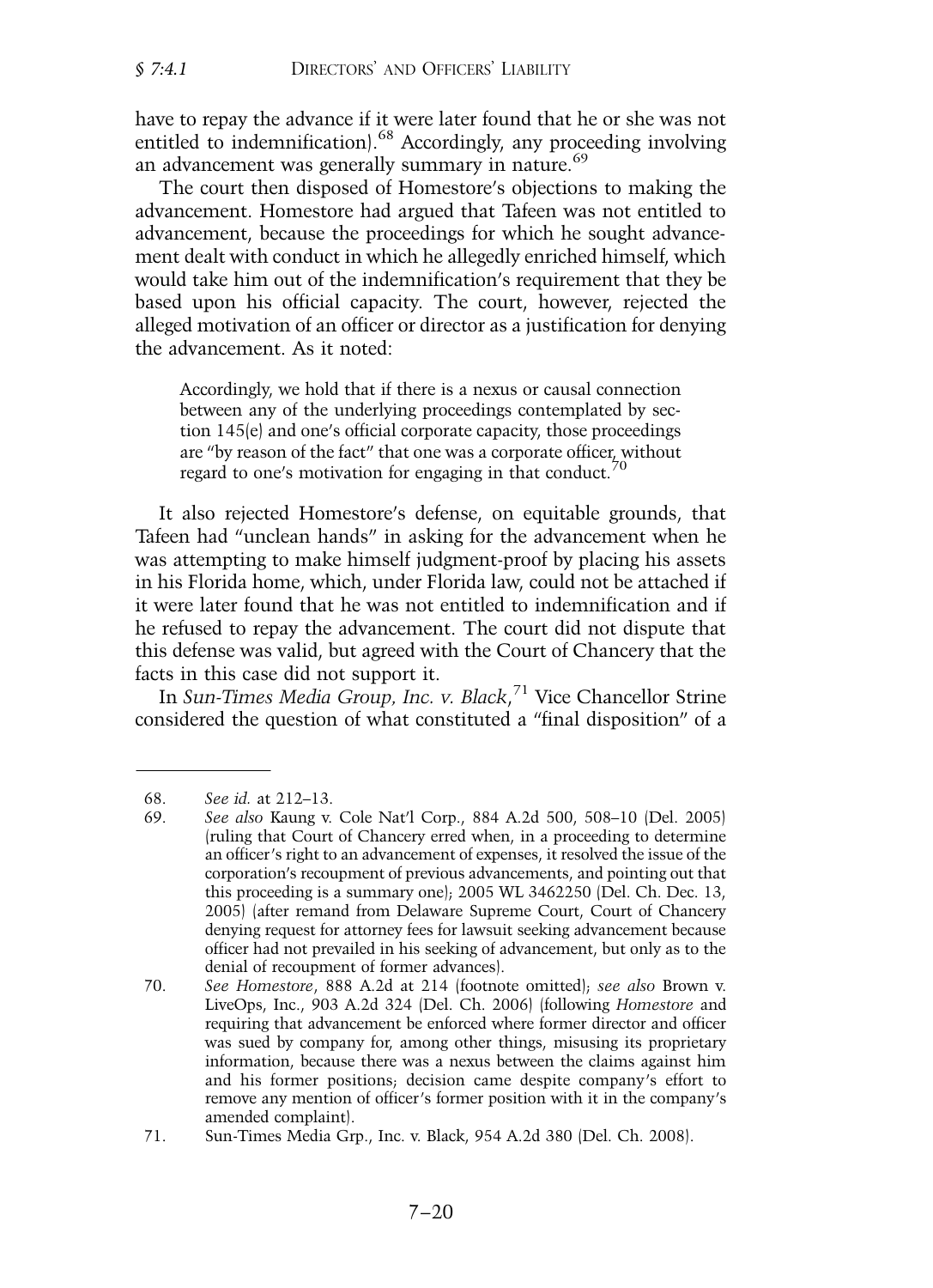have to repay the advance if it were later found that he or she was not entitled to indemnification).[68] Accordingly, any proceeding involving an advancement was generally summary in nature.[69]

The court then disposed of Homestore's objections to making the advancement. Homestore had argued that Tafeen was not entitled to advancement, because the proceedings for which he sought advancement dealt with conduct in which he allegedly enriched himself, which would take him out of the indemnification's requirement that they be based upon his official capacity. The court, however, rejected the alleged motivation of an officer or director as a justification for denying the advancement. As it noted:

> Accordingly, we hold that if there is a nexus or causal connection between any of the underlying proceedings contemplated by section 145(e) and one's official corporate capacity, those proceedings are "by reason of the fact" that one was a corporate officer, without regard to one's motivation for engaging in that conduct.[70]

It also rejected Homestore's defense, on equitable grounds, that Tafeen had "unclean hands" in asking for the advancement when he was attempting to make himself judgment-proof by placing his assets in his Florida home, which, under Florida law, could not be attached if it were later found that he was not entitled to indemnification and if he refused to repay the advancement. The court did not dispute that this defense was valid, but agreed with the Court of Chancery that the facts in this case did not support it.

In *Sun-Times Media Group, Inc. v. Black*,[71] Vice Chancellor Strine considered the question of what constituted a "final disposition" of a

---

68. *See id.* at 212–13.

69. *See also* Kaung v. Cole Nat'l Corp., 884 A.2d 500, 508–10 (Del. 2005) (ruling that Court of Chancery erred when, in a proceeding to determine an officer's right to an advancement of expenses, it resolved the issue of the corporation's recoupment of previous advancements, and pointing out that this proceeding is a summary one); 2005 WL 3462250 (Del. Ch. Dec. 13, 2005) (after remand from Delaware Supreme Court, Court of Chancery denying request for attorney fees for lawsuit seeking advancement because officer had not prevailed in his seeking of advancement, but only as to the denial of recoupment of former advances).

70. *See Homestore*, 888 A.2d at 214 (footnote omitted); *see also* Brown v. LiveOps, Inc., 903 A.2d 324 (Del. Ch. 2006) (following *Homestore* and requiring that advancement be enforced where former director and officer was sued by company for, among other things, misusing its proprietary information, because there was a nexus between the claims against him and his former positions; decision came despite company's effort to remove any mention of officer's former position with it in the company's amended complaint).

71. Sun-Times Media Grp., Inc. v. Black, 954 A.2d 380 (Del. Ch. 2008).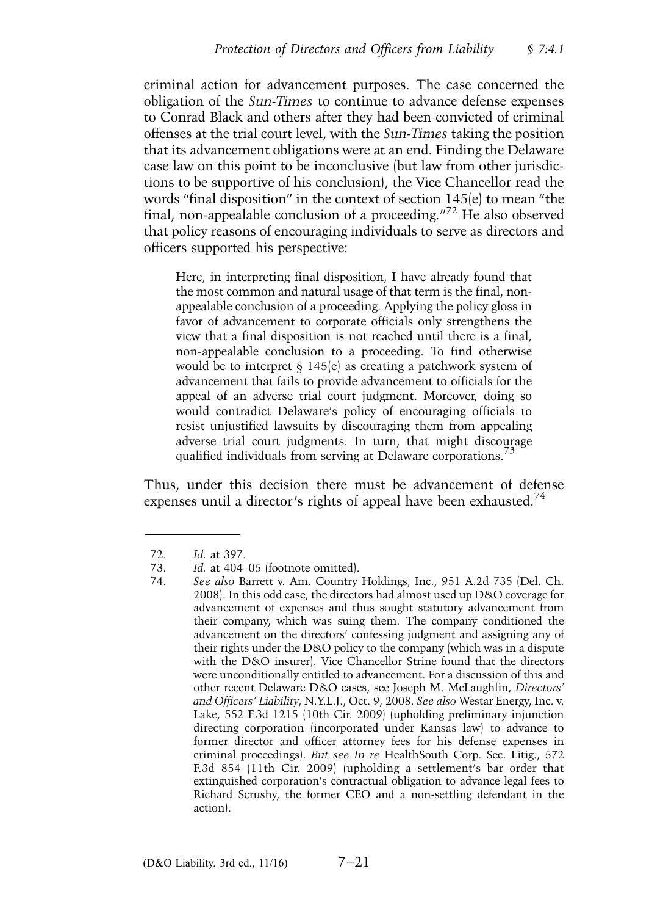criminal action for advancement purposes. The case concerned the obligation of the *Sun-Times* to continue to advance defense expenses to Conrad Black and others after they had been convicted of criminal offenses at the trial court level, with the *Sun-Times* taking the position that its advancement obligations were at an end. Finding the Delaware case law on this point to be inconclusive (but law from other jurisdictions to be supportive of his conclusion), the Vice Chancellor read the words "final disposition" in the context of section 145(e) to mean "the final, non-appealable conclusion of a proceeding."[72] He also observed that policy reasons of encouraging individuals to serve as directors and officers supported his perspective:

> Here, in interpreting final disposition, I have already found that the most common and natural usage of that term is the final, non-appealable conclusion of a proceeding. Applying the policy gloss in favor of advancement to corporate officials only strengthens the view that a final disposition is not reached until there is a final, non-appealable conclusion to a proceeding. To find otherwise would be to interpret § 145(e) as creating a patchwork system of advancement that fails to provide advancement to officials for the appeal of an adverse trial court judgment. Moreover, doing so would contradict Delaware's policy of encouraging officials to resist unjustified lawsuits by discouraging them from appealing adverse trial court judgments. In turn, that might discourage qualified individuals from serving at Delaware corporations.[73]

Thus, under this decision there must be advancement of defense expenses until a director's rights of appeal have been exhausted.[74]

---

72. *Id.* at 397.
73. *Id.* at 404–05 (footnote omitted).
74. *See also* Barrett v. Am. Country Holdings, Inc., 951 A.2d 735 (Del. Ch. 2008). In this odd case, the directors had almost used up D&O coverage for advancement of expenses and thus sought statutory advancement from their company, which was suing them. The company conditioned the advancement on the directors' confessing judgment and assigning any of their rights under the D&O policy to the company (which was in a dispute with the D&O insurer). Vice Chancellor Strine found that the directors were unconditionally entitled to advancement. For a discussion of this and other recent Delaware D&O cases, see Joseph M. McLaughlin, *Directors' and Officers' Liability*, N.Y.L.J., Oct. 9, 2008. *See also* Westar Energy, Inc. v. Lake, 552 F.3d 1215 (10th Cir. 2009) (upholding preliminary injunction directing corporation (incorporated under Kansas law) to advance to former director and officer attorney fees for his defense expenses in criminal proceedings). *But see In re* HealthSouth Corp. Sec. Litig., 572 F.3d 854 (11th Cir. 2009) (upholding a settlement's bar order that extinguished corporation's contractual obligation to advance legal fees to Richard Scrushy, the former CEO and a non-settling defendant in the action).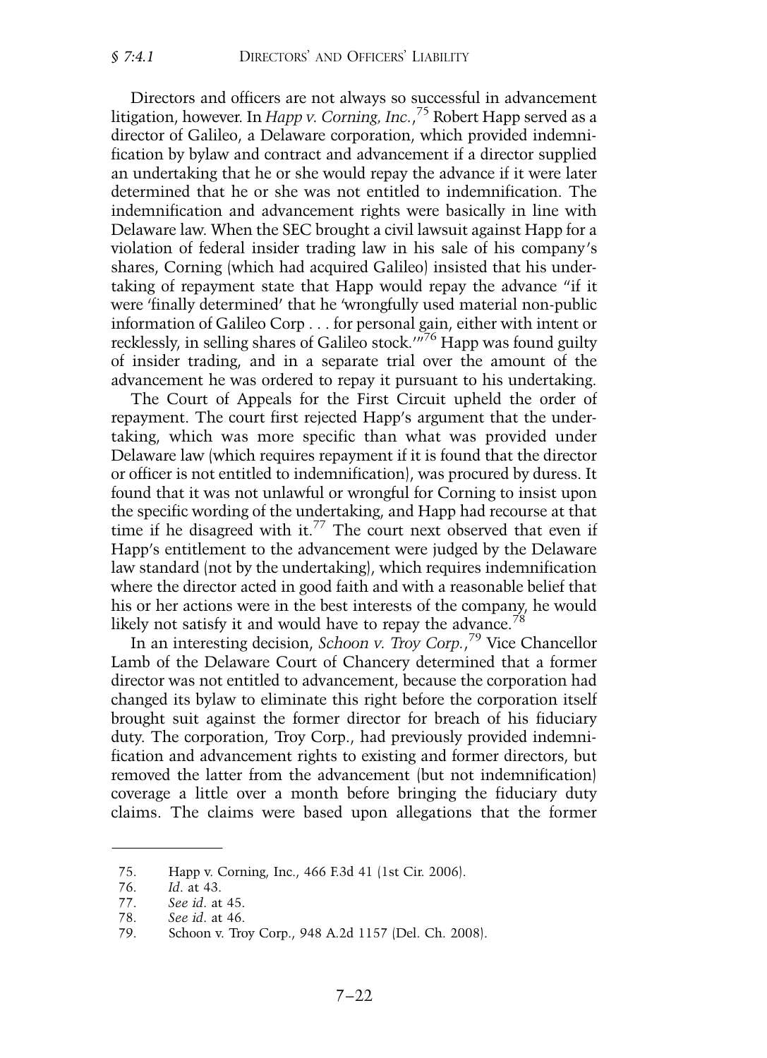Directors and officers are not always so successful in advancement litigation, however. In *Happ v. Corning, Inc.*,[75] Robert Happ served as a director of Galileo, a Delaware corporation, which provided indemnification by bylaw and contract and advancement if a director supplied an undertaking that he or she would repay the advance if it were later determined that he or she was not entitled to indemnification. The indemnification and advancement rights were basically in line with Delaware law. When the SEC brought a civil lawsuit against Happ for a violation of federal insider trading law in his sale of his company's shares, Corning (which had acquired Galileo) insisted that his undertaking of repayment state that Happ would repay the advance "if it were 'finally determined' that he 'wrongfully used material non-public information of Galileo Corp . . . for personal gain, either with intent or recklessly, in selling shares of Galileo stock.'"[76] Happ was found guilty of insider trading, and in a separate trial over the amount of the advancement he was ordered to repay it pursuant to his undertaking.

The Court of Appeals for the First Circuit upheld the order of repayment. The court first rejected Happ's argument that the undertaking, which was more specific than what was provided under Delaware law (which requires repayment if it is found that the director or officer is not entitled to indemnification), was procured by duress. It found that it was not unlawful or wrongful for Corning to insist upon the specific wording of the undertaking, and Happ had recourse at that time if he disagreed with it.[77] The court next observed that even if Happ's entitlement to the advancement were judged by the Delaware law standard (not by the undertaking), which requires indemnification where the director acted in good faith and with a reasonable belief that his or her actions were in the best interests of the company, he would likely not satisfy it and would have to repay the advance.[78]

In an interesting decision, *Schoon v. Troy Corp.*,[79] Vice Chancellor Lamb of the Delaware Court of Chancery determined that a former director was not entitled to advancement, because the corporation had changed its bylaw to eliminate this right before the corporation itself brought suit against the former director for breach of his fiduciary duty. The corporation, Troy Corp., had previously provided indemnification and advancement rights to existing and former directors, but removed the latter from the advancement (but not indemnification) coverage a little over a month before bringing the fiduciary duty claims. The claims were based upon allegations that the former

---

75. Happ v. Corning, Inc., 466 F.3d 41 (1st Cir. 2006).
76. *Id.* at 43.
77. *See id.* at 45.
78. *See id.* at 46.
79. Schoon v. Troy Corp., 948 A.2d 1157 (Del. Ch. 2008).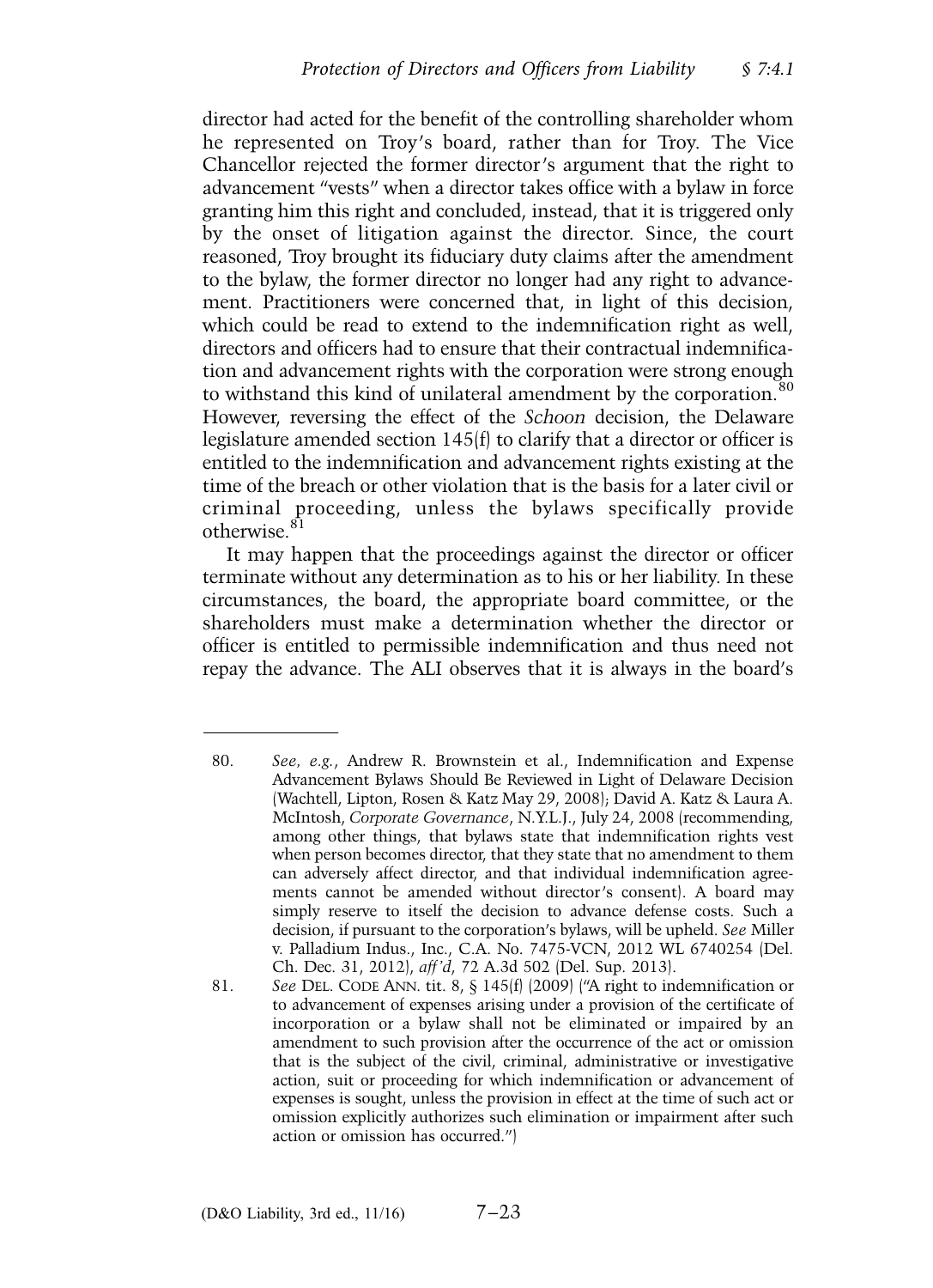director had acted for the benefit of the controlling shareholder whom he represented on Troy's board, rather than for Troy. The Vice Chancellor rejected the former director's argument that the right to advancement "vests" when a director takes office with a bylaw in force granting him this right and concluded, instead, that it is triggered only by the onset of litigation against the director. Since, the court reasoned, Troy brought its fiduciary duty claims after the amendment to the bylaw, the former director no longer had any right to advancement. Practitioners were concerned that, in light of this decision, which could be read to extend to the indemnification right as well, directors and officers had to ensure that their contractual indemnification and advancement rights with the corporation were strong enough to withstand this kind of unilateral amendment by the corporation.[80] However, reversing the effect of the *Schoon* decision, the Delaware legislature amended section 145(f) to clarify that a director or officer is entitled to the indemnification and advancement rights existing at the time of the breach or other violation that is the basis for a later civil or criminal proceeding, unless the bylaws specifically provide otherwise.[81]

It may happen that the proceedings against the director or officer terminate without any determination as to his or her liability. In these circumstances, the board, the appropriate board committee, or the shareholders must make a determination whether the director or officer is entitled to permissible indemnification and thus need not repay the advance. The ALI observes that it is always in the board's

---

80. *See, e.g.*, Andrew R. Brownstein et al., Indemnification and Expense Advancement Bylaws Should Be Reviewed in Light of Delaware Decision (Wachtell, Lipton, Rosen & Katz May 29, 2008); David A. Katz & Laura A. McIntosh, *Corporate Governance*, N.Y.L.J., July 24, 2008 (recommending, among other things, that bylaws state that indemnification rights vest when person becomes director, that they state that no amendment to them can adversely affect director, and that individual indemnification agreements cannot be amended without director's consent). A board may simply reserve to itself the decision to advance defense costs. Such a decision, if pursuant to the corporation's bylaws, will be upheld. *See* Miller v. Palladium Indus., Inc., C.A. No. 7475-VCN, 2012 WL 6740254 (Del. Ch. Dec. 31, 2012), *aff'd*, 72 A.3d 502 (Del. Sup. 2013).

81. *See* DEL. CODE ANN. tit. 8, § 145(f) (2009) ("A right to indemnification or to advancement of expenses arising under a provision of the certificate of incorporation or a bylaw shall not be eliminated or impaired by an amendment to such provision after the occurrence of the act or omission that is the subject of the civil, criminal, administrative or investigative action, suit or proceeding for which indemnification or advancement of expenses is sought, unless the provision in effect at the time of such act or omission explicitly authorizes such elimination or impairment after such action or omission has occurred.")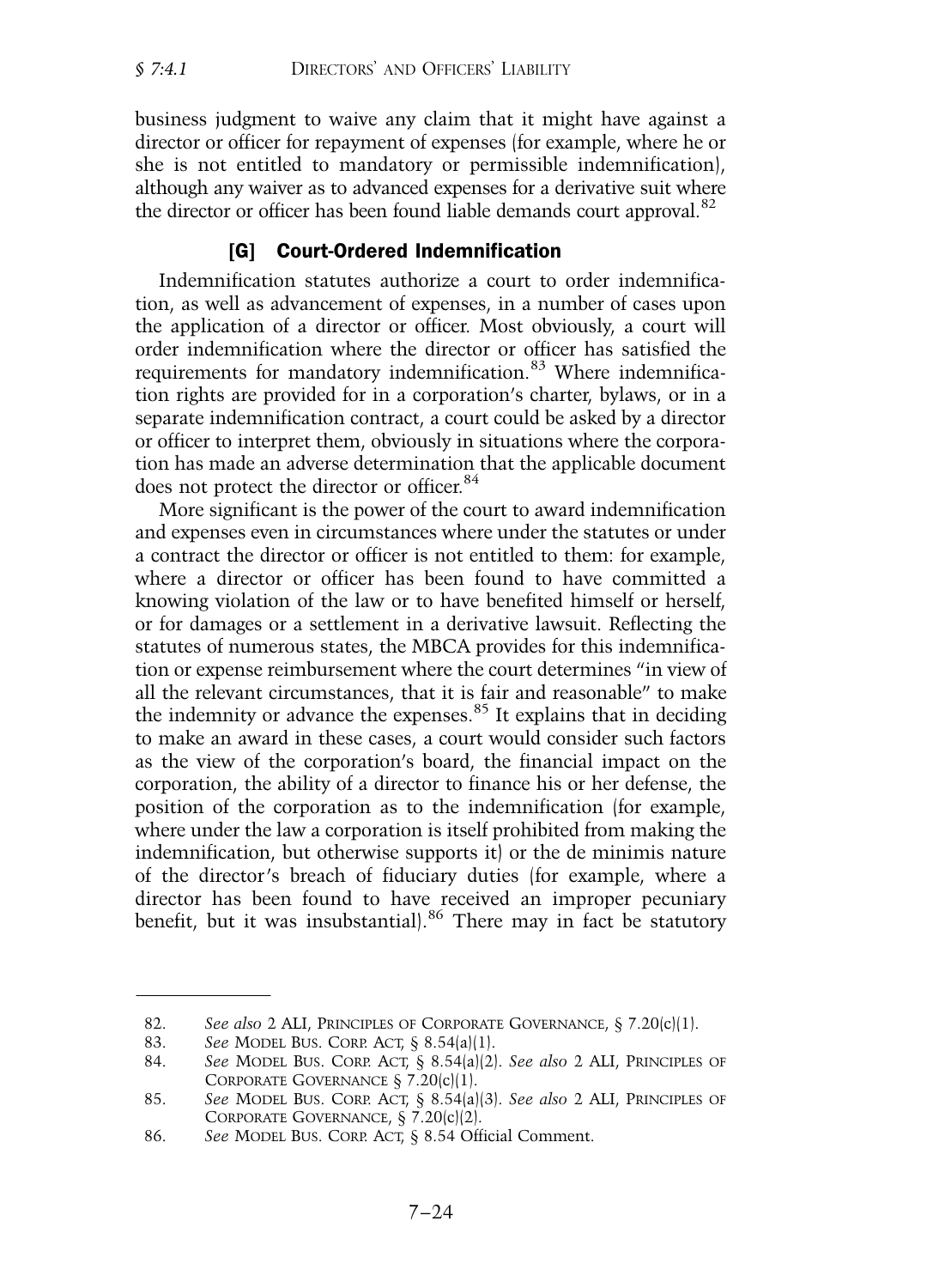business judgment to waive any claim that it might have against a director or officer for repayment of expenses (for example, where he or she is not entitled to mandatory or permissible indemnification), although any waiver as to advanced expenses for a derivative suit where the director or officer has been found liable demands court approval.[82]

### [G] Court-Ordered Indemnification

Indemnification statutes authorize a court to order indemnification, as well as advancement of expenses, in a number of cases upon the application of a director or officer. Most obviously, a court will order indemnification where the director or officer has satisfied the requirements for mandatory indemnification.[83] Where indemnification rights are provided for in a corporation's charter, bylaws, or in a separate indemnification contract, a court could be asked by a director or officer to interpret them, obviously in situations where the corporation has made an adverse determination that the applicable document does not protect the director or officer.[84]

More significant is the power of the court to award indemnification and expenses even in circumstances where under the statutes or under a contract the director or officer is not entitled to them: for example, where a director or officer has been found to have committed a knowing violation of the law or to have benefited himself or herself, or for damages or a settlement in a derivative lawsuit. Reflecting the statutes of numerous states, the MBCA provides for this indemnification or expense reimbursement where the court determines "in view of all the relevant circumstances, that it is fair and reasonable" to make the indemnity or advance the expenses.[85] It explains that in deciding to make an award in these cases, a court would consider such factors as the view of the corporation's board, the financial impact on the corporation, the ability of a director to finance his or her defense, the position of the corporation as to the indemnification (for example, where under the law a corporation is itself prohibited from making the indemnification, but otherwise supports it) or the de minimis nature of the director's breach of fiduciary duties (for example, where a director has been found to have received an improper pecuniary benefit, but it was insubstantial).[86] There may in fact be statutory

---

82. *See also* 2 ALI, PRINCIPLES OF CORPORATE GOVERNANCE, § 7.20(c)(1).
83. *See* MODEL BUS. CORP. ACT, § 8.54(a)(1).
84. *See* MODEL BUS. CORP. ACT, § 8.54(a)(2). *See also* 2 ALI, PRINCIPLES OF CORPORATE GOVERNANCE § 7.20(c)(1).
85. *See* MODEL BUS. CORP. ACT, § 8.54(a)(3). *See also* 2 ALI, PRINCIPLES OF CORPORATE GOVERNANCE, § 7.20(c)(2).
86. *See* MODEL BUS. CORP. ACT, § 8.54 Official Comment.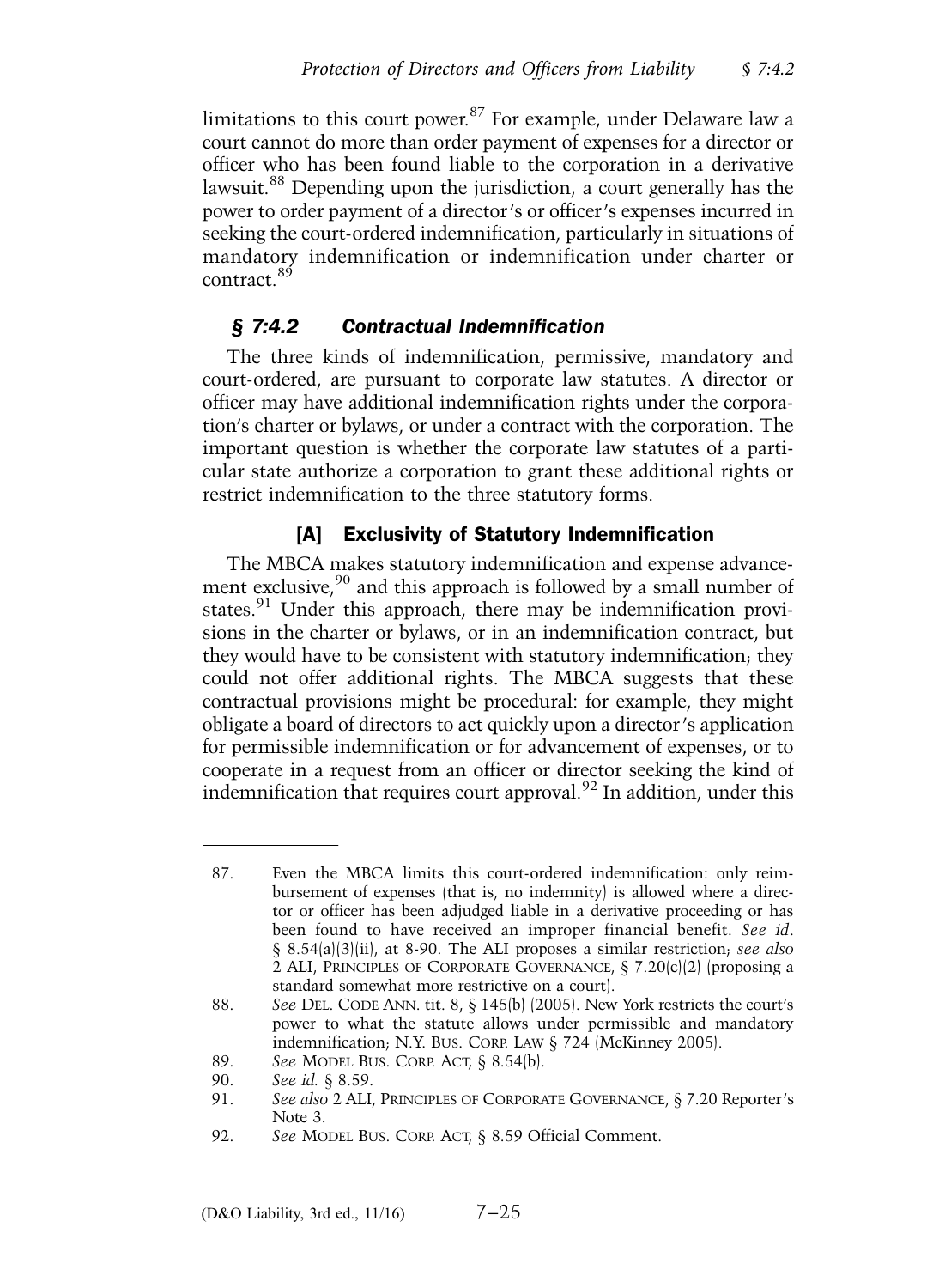limitations to this court power.[87] For example, under Delaware law a court cannot do more than order payment of expenses for a director or officer who has been found liable to the corporation in a derivative lawsuit.[88] Depending upon the jurisdiction, a court generally has the power to order payment of a director's or officer's expenses incurred in seeking the court-ordered indemnification, particularly in situations of mandatory indemnification or indemnification under charter or contract.[89]

### *§ 7:4.2 Contractual Indemnification*

The three kinds of indemnification, permissive, mandatory and court-ordered, are pursuant to corporate law statutes. A director or officer may have additional indemnification rights under the corporation's charter or bylaws, or under a contract with the corporation. The important question is whether the corporate law statutes of a particular state authorize a corporation to grant these additional rights or restrict indemnification to the three statutory forms.

#### [A] Exclusivity of Statutory Indemnification

The MBCA makes statutory indemnification and expense advancement exclusive,[90] and this approach is followed by a small number of states.[91] Under this approach, there may be indemnification provisions in the charter or bylaws, or in an indemnification contract, but they would have to be consistent with statutory indemnification; they could not offer additional rights. The MBCA suggests that these contractual provisions might be procedural: for example, they might obligate a board of directors to act quickly upon a director's application for permissible indemnification or for advancement of expenses, or to cooperate in a request from an officer or director seeking the kind of indemnification that requires court approval.[92] In addition, under this

---

87. Even the MBCA limits this court-ordered indemnification: only reimbursement of expenses (that is, no indemnity) is allowed where a director or officer has been adjudged liable in a derivative proceeding or has been found to have received an improper financial benefit. *See id.* § 8.54(a)(3)(ii), at 8-90. The ALI proposes a similar restriction; *see also* 2 ALI, PRINCIPLES OF CORPORATE GOVERNANCE, § 7.20(c)(2) (proposing a standard somewhat more restrictive on a court).

88. *See* DEL. CODE ANN. tit. 8, § 145(b) (2005). New York restricts the court's power to what the statute allows under permissible and mandatory indemnification; N.Y. BUS. CORP. LAW § 724 (McKinney 2005).

89. *See* MODEL BUS. CORP. ACT, § 8.54(b).

90. *See id.* § 8.59.

91. *See also* 2 ALI, PRINCIPLES OF CORPORATE GOVERNANCE, § 7.20 Reporter's Note 3.

92. *See* MODEL BUS. CORP. ACT, § 8.59 Official Comment.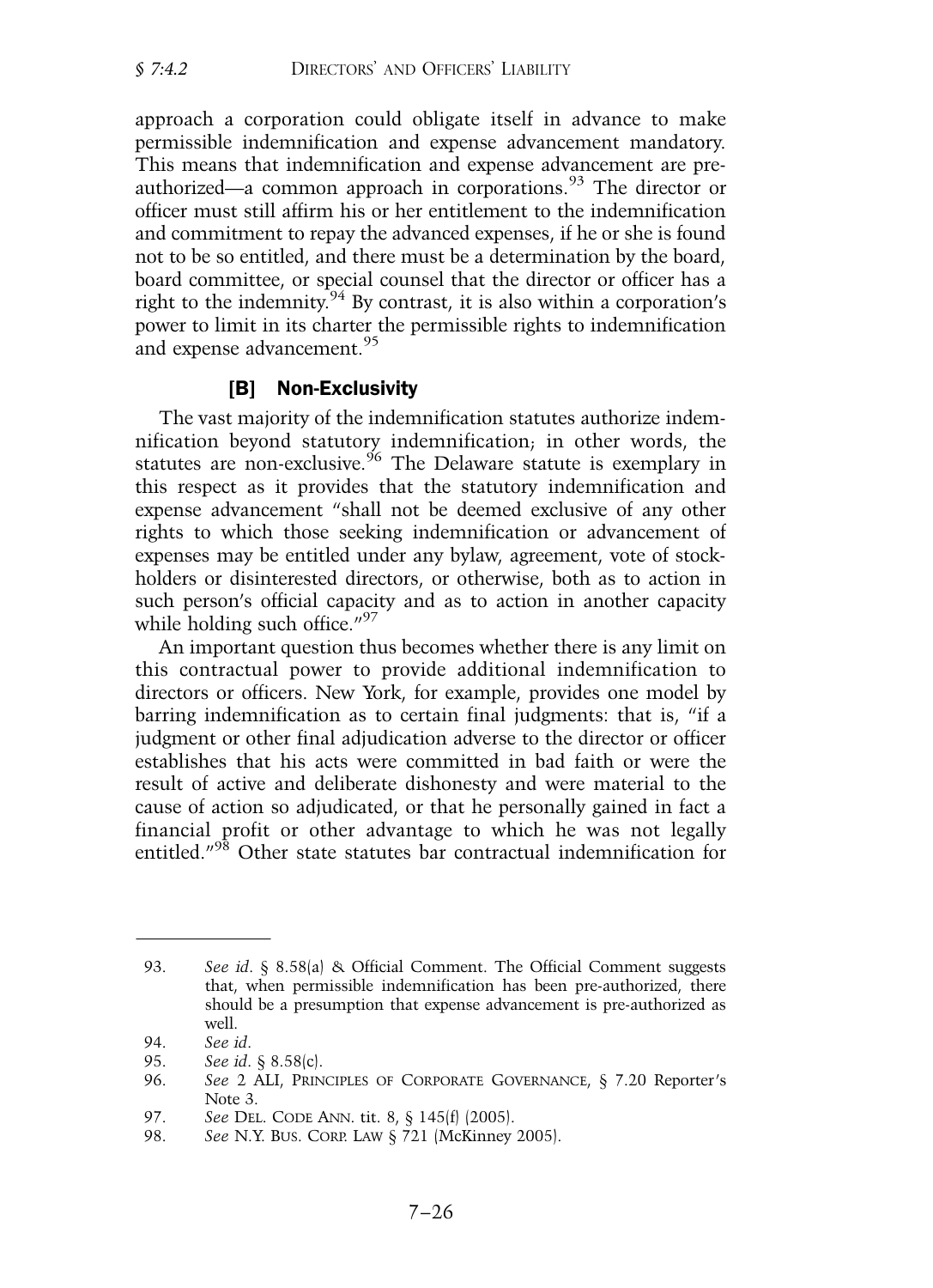approach a corporation could obligate itself in advance to make permissible indemnification and expense advancement mandatory. This means that indemnification and expense advancement are pre-authorized—a common approach in corporations.[93] The director or officer must still affirm his or her entitlement to the indemnification and commitment to repay the advanced expenses, if he or she is found not to be so entitled, and there must be a determination by the board, board committee, or special counsel that the director or officer has a right to the indemnity.[94] By contrast, it is also within a corporation's power to limit in its charter the permissible rights to indemnification and expense advancement.[95]

### [B] Non-Exclusivity

The vast majority of the indemnification statutes authorize indemnification beyond statutory indemnification; in other words, the statutes are non-exclusive.[96] The Delaware statute is exemplary in this respect as it provides that the statutory indemnification and expense advancement "shall not be deemed exclusive of any other rights to which those seeking indemnification or advancement of expenses may be entitled under any bylaw, agreement, vote of stockholders or disinterested directors, or otherwise, both as to action in such person's official capacity and as to action in another capacity while holding such office."[97]

An important question thus becomes whether there is any limit on this contractual power to provide additional indemnification to directors or officers. New York, for example, provides one model by barring indemnification as to certain final judgments: that is, "if a judgment or other final adjudication adverse to the director or officer establishes that his acts were committed in bad faith or were the result of active and deliberate dishonesty and were material to the cause of action so adjudicated, or that he personally gained in fact a financial profit or other advantage to which he was not legally entitled."[98] Other state statutes bar contractual indemnification for

---

93. *See id.* § 8.58(a) & Official Comment. The Official Comment suggests that, when permissible indemnification has been pre-authorized, there should be a presumption that expense advancement is pre-authorized as well.

94. *See id.*

95. *See id.* § 8.58(c).

96. *See* 2 ALI, PRINCIPLES OF CORPORATE GOVERNANCE, § 7.20 Reporter's Note 3.

97. *See* DEL. CODE ANN. tit. 8, § 145(f) (2005).

98. *See* N.Y. BUS. CORP. LAW § 721 (McKinney 2005).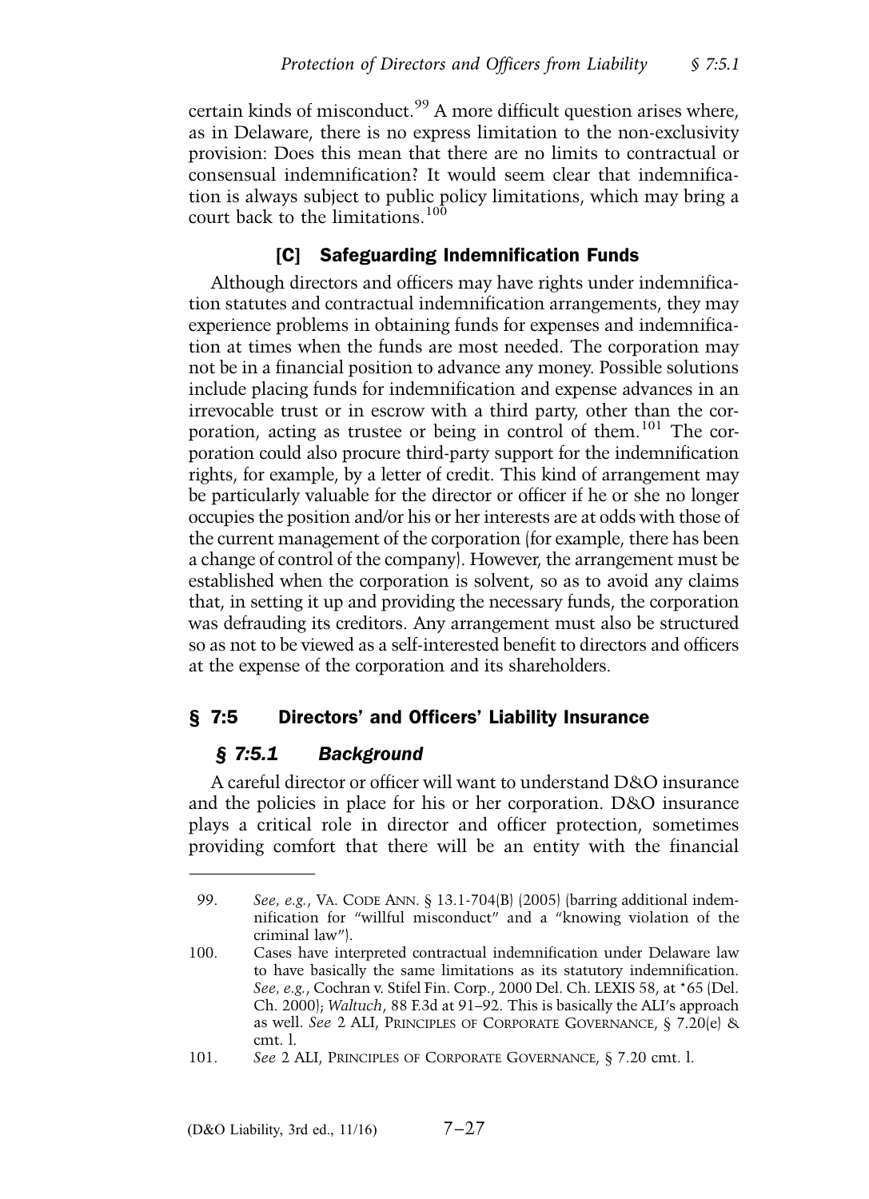certain kinds of misconduct.[99] A more difficult question arises where, as in Delaware, there is no express limitation to the non-exclusivity provision: Does this mean that there are no limits to contractual or consensual indemnification? It would seem clear that indemnification is always subject to public policy limitations, which may bring a court back to the limitations.[100]

### [C] Safeguarding Indemnification Funds

Although directors and officers may have rights under indemnification statutes and contractual indemnification arrangements, they may experience problems in obtaining funds for expenses and indemnification at times when the funds are most needed. The corporation may not be in a financial position to advance any money. Possible solutions include placing funds for indemnification and expense advances in an irrevocable trust or in escrow with a third party, other than the corporation, acting as trustee or being in control of them.[101] The corporation could also procure third-party support for the indemnification rights, for example, by a letter of credit. This kind of arrangement may be particularly valuable for the director or officer if he or she no longer occupies the position and/or his or her interests are at odds with those of the current management of the corporation (for example, there has been a change of control of the company). However, the arrangement must be established when the corporation is solvent, so as to avoid any claims that, in setting it up and providing the necessary funds, the corporation was defrauding its creditors. Any arrangement must also be structured so as not to be viewed as a self-interested benefit to directors and officers at the expense of the corporation and its shareholders.

## § 7:5 Directors' and Officers' Liability Insurance

### *§ 7:5.1 Background*

A careful director or officer will want to understand D&O insurance and the policies in place for his or her corporation. D&O insurance plays a critical role in director and officer protection, sometimes providing comfort that there will be an entity with the financial

---

99. *See, e.g.*, VA. CODE ANN. § 13.1-704(B) (2005) (barring additional indemnification for "willful misconduct" and a "knowing violation of the criminal law").

100. Cases have interpreted contractual indemnification under Delaware law to have basically the same limitations as its statutory indemnification. *See, e.g.*, Cochran v. Stifel Fin. Corp., 2000 Del. Ch. LEXIS 58, at *65 (Del. Ch. 2000); *Waltuch*, 88 F.3d at 91–92. This is basically the ALI's approach as well. *See* 2 ALI, PRINCIPLES OF CORPORATE GOVERNANCE, § 7.20(e) & cmt. l.

101. *See* 2 ALI, PRINCIPLES OF CORPORATE GOVERNANCE, § 7.20 cmt. l.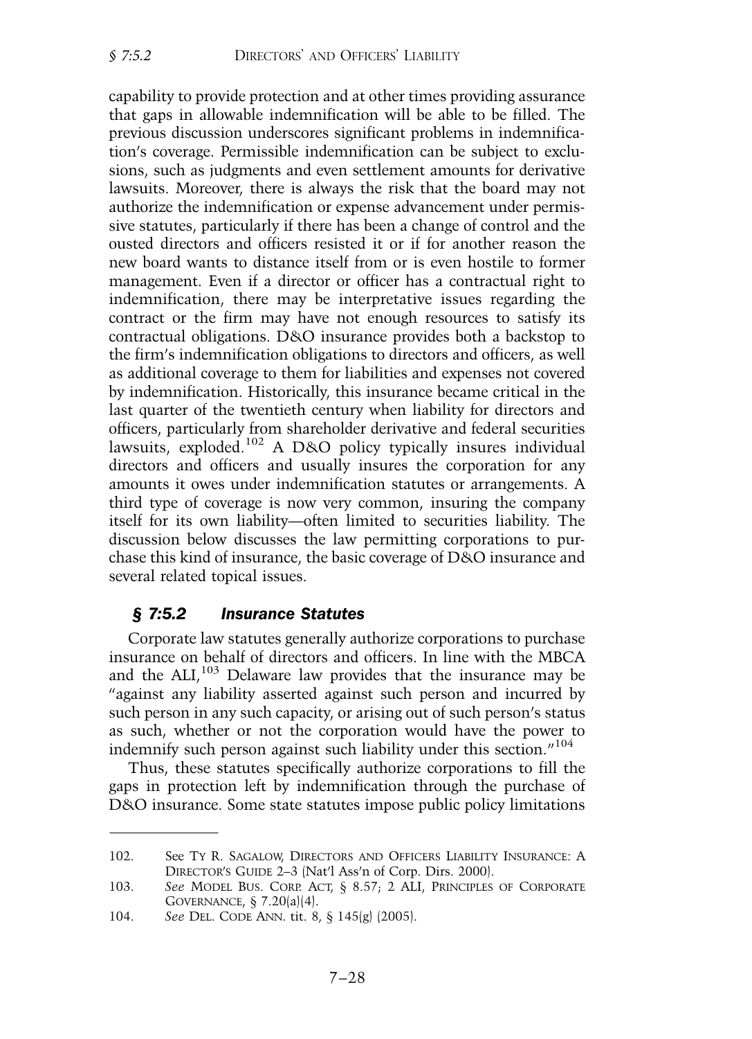capability to provide protection and at other times providing assurance that gaps in allowable indemnification will be able to be filled. The previous discussion underscores significant problems in indemnification's coverage. Permissible indemnification can be subject to exclusions, such as judgments and even settlement amounts for derivative lawsuits. Moreover, there is always the risk that the board may not authorize the indemnification or expense advancement under permissive statutes, particularly if there has been a change of control and the ousted directors and officers resisted it or if for another reason the new board wants to distance itself from or is even hostile to former management. Even if a director or officer has a contractual right to indemnification, there may be interpretative issues regarding the contract or the firm may have not enough resources to satisfy its contractual obligations. D&O insurance provides both a backstop to the firm's indemnification obligations to directors and officers, as well as additional coverage to them for liabilities and expenses not covered by indemnification. Historically, this insurance became critical in the last quarter of the twentieth century when liability for directors and officers, particularly from shareholder derivative and federal securities lawsuits, exploded.[102] A D&O policy typically insures individual directors and officers and usually insures the corporation for any amounts it owes under indemnification statutes or arrangements. A third type of coverage is now very common, insuring the company itself for its own liability—often limited to securities liability. The discussion below discusses the law permitting corporations to purchase this kind of insurance, the basic coverage of D&O insurance and several related topical issues.

### *§ 7:5.2 Insurance Statutes*

Corporate law statutes generally authorize corporations to purchase insurance on behalf of directors and officers. In line with the MBCA and the ALI,[103] Delaware law provides that the insurance may be "against any liability asserted against such person and incurred by such person in any such capacity, or arising out of such person's status as such, whether or not the corporation would have the power to indemnify such person against such liability under this section."[104]

Thus, these statutes specifically authorize corporations to fill the gaps in protection left by indemnification through the purchase of D&O insurance. Some state statutes impose public policy limitations

---

102. See TY R. SAGALOW, DIRECTORS AND OFFICERS LIABILITY INSURANCE: A DIRECTOR'S GUIDE 2–3 (Nat'l Ass'n of Corp. Dirs. 2000).

103. *See* MODEL BUS. CORP. ACT, § 8.57; 2 ALI, PRINCIPLES OF CORPORATE GOVERNANCE, § 7.20(a)(4).

104. *See* DEL. CODE ANN. tit. 8, § 145(g) (2005).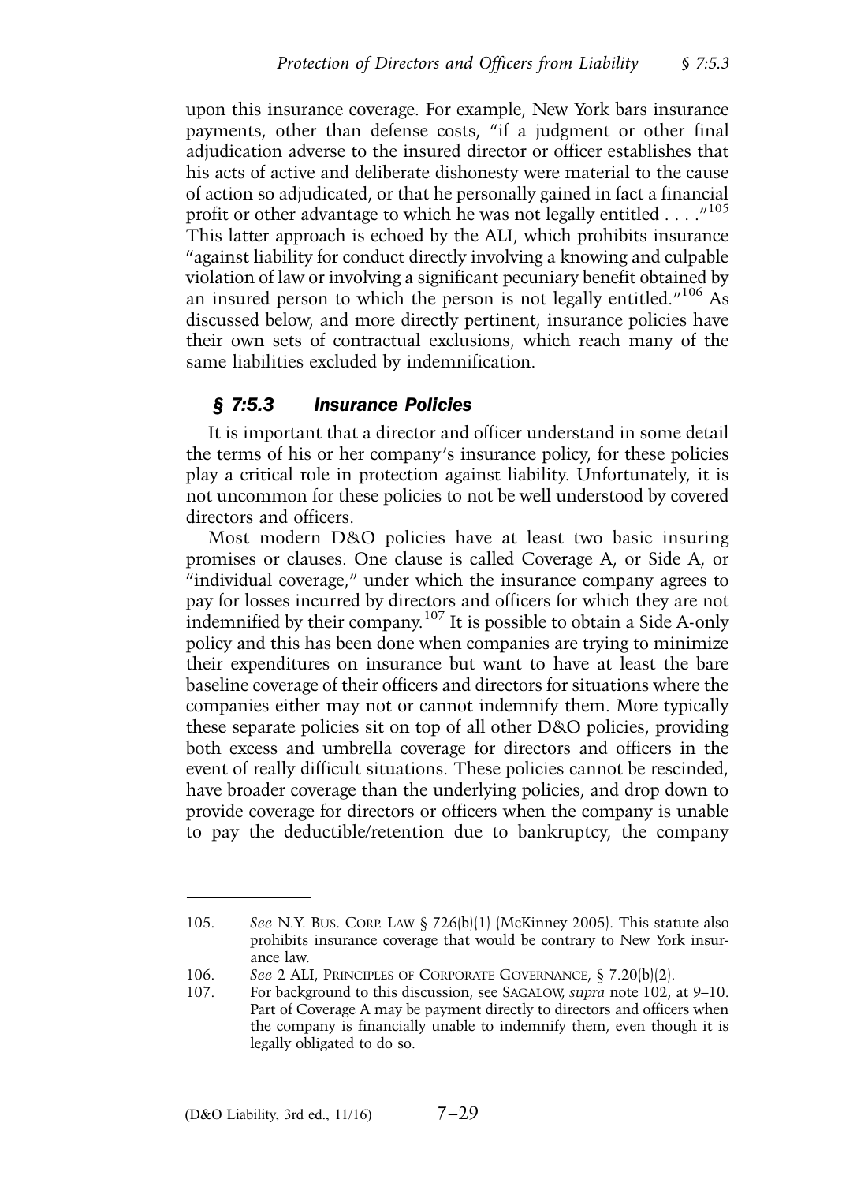upon this insurance coverage. For example, New York bars insurance payments, other than defense costs, "if a judgment or other final adjudication adverse to the insured director or officer establishes that his acts of active and deliberate dishonesty were material to the cause of action so adjudicated, or that he personally gained in fact a financial profit or other advantage to which he was not legally entitled . . . ."[105] This latter approach is echoed by the ALI, which prohibits insurance "against liability for conduct directly involving a knowing and culpable violation of law or involving a significant pecuniary benefit obtained by an insured person to which the person is not legally entitled."[106] As discussed below, and more directly pertinent, insurance policies have their own sets of contractual exclusions, which reach many of the same liabilities excluded by indemnification.

### *§ 7:5.3 Insurance Policies*

It is important that a director and officer understand in some detail the terms of his or her company's insurance policy, for these policies play a critical role in protection against liability. Unfortunately, it is not uncommon for these policies to not be well understood by covered directors and officers.

Most modern D&O policies have at least two basic insuring promises or clauses. One clause is called Coverage A, or Side A, or "individual coverage," under which the insurance company agrees to pay for losses incurred by directors and officers for which they are not indemnified by their company.[107] It is possible to obtain a Side A-only policy and this has been done when companies are trying to minimize their expenditures on insurance but want to have at least the bare baseline coverage of their officers and directors for situations where the companies either may not or cannot indemnify them. More typically these separate policies sit on top of all other D&O policies, providing both excess and umbrella coverage for directors and officers in the event of really difficult situations. These policies cannot be rescinded, have broader coverage than the underlying policies, and drop down to provide coverage for directors or officers when the company is unable to pay the deductible/retention due to bankruptcy, the company

---

105. *See* N.Y. BUS. CORP. LAW § 726(b)(1) (McKinney 2005). This statute also prohibits insurance coverage that would be contrary to New York insurance law.

106. *See* 2 ALI, PRINCIPLES OF CORPORATE GOVERNANCE, § 7.20(b)(2).

107. For background to this discussion, see SAGALOW, *supra* note 102, at 9–10. Part of Coverage A may be payment directly to directors and officers when the company is financially unable to indemnify them, even though it is legally obligated to do so.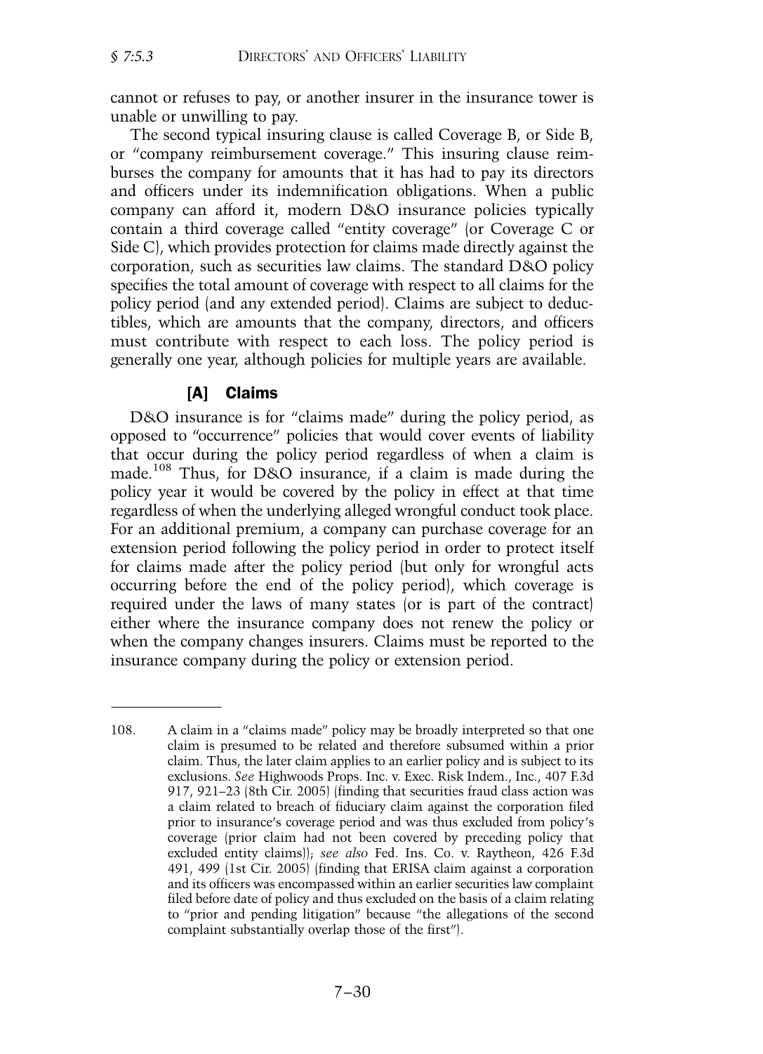cannot or refuses to pay, or another insurer in the insurance tower is unable or unwilling to pay.

The second typical insuring clause is called Coverage B, or Side B, or "company reimbursement coverage." This insuring clause reimburses the company for amounts that it has had to pay its directors and officers under its indemnification obligations. When a public company can afford it, modern D&O insurance policies typically contain a third coverage called "entity coverage" (or Coverage C or Side C), which provides protection for claims made directly against the corporation, such as securities law claims. The standard D&O policy specifies the total amount of coverage with respect to all claims for the policy period (and any extended period). Claims are subject to deductibles, which are amounts that the company, directors, and officers must contribute with respect to each loss. The policy period is generally one year, although policies for multiple years are available.

### [A] Claims

D&O insurance is for "claims made" during the policy period, as opposed to "occurrence" policies that would cover events of liability that occur during the policy period regardless of when a claim is made.[108] Thus, for D&O insurance, if a claim is made during the policy year it would be covered by the policy in effect at that time regardless of when the underlying alleged wrongful conduct took place. For an additional premium, a company can purchase coverage for an extension period following the policy period in order to protect itself for claims made after the policy period (but only for wrongful acts occurring before the end of the policy period), which coverage is required under the laws of many states (or is part of the contract) either where the insurance company does not renew the policy or when the company changes insurers. Claims must be reported to the insurance company during the policy or extension period.

---

108. A claim in a "claims made" policy may be broadly interpreted so that one claim is presumed to be related and therefore subsumed within a prior claim. Thus, the later claim applies to an earlier policy and is subject to its exclusions. *See* Highwoods Props. Inc. v. Exec. Risk Indem., Inc., 407 F.3d 917, 921–23 (8th Cir. 2005) (finding that securities fraud class action was a claim related to breach of fiduciary claim against the corporation filed prior to insurance's coverage period and was thus excluded from policy's coverage (prior claim had not been covered by preceding policy that excluded entity claims)); *see also* Fed. Ins. Co. v. Raytheon, 426 F.3d 491, 499 (1st Cir. 2005) (finding that ERISA claim against a corporation and its officers was encompassed within an earlier securities law complaint filed before date of policy and thus excluded on the basis of a claim relating to "prior and pending litigation" because "the allegations of the second complaint substantially overlap those of the first").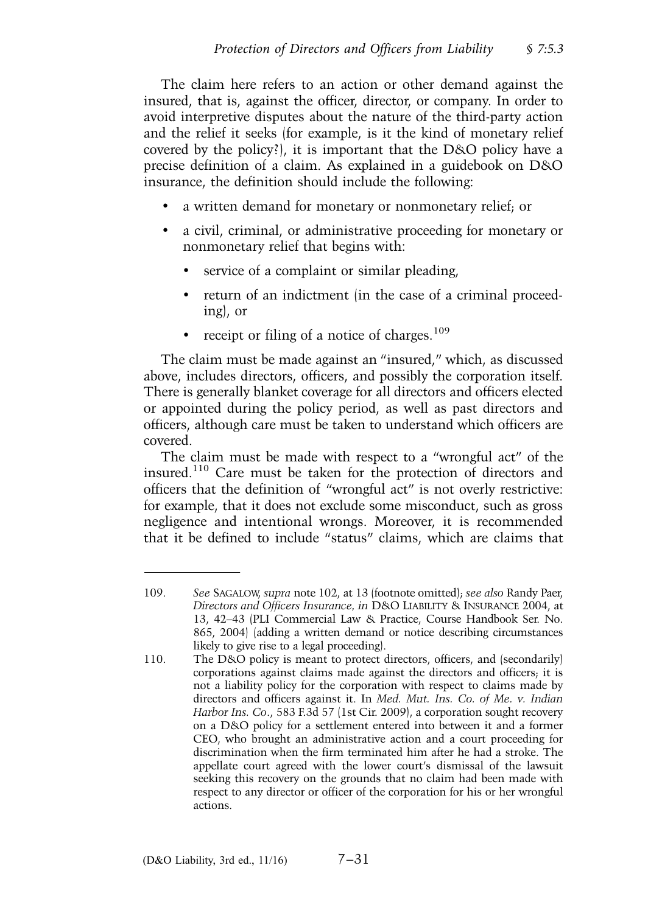The claim here refers to an action or other demand against the insured, that is, against the officer, director, or company. In order to avoid interpretive disputes about the nature of the third-party action and the relief it seeks (for example, is it the kind of monetary relief covered by the policy?), it is important that the D&O policy have a precise definition of a claim. As explained in a guidebook on D&O insurance, the definition should include the following:

- a written demand for monetary or nonmonetary relief; or
- a civil, criminal, or administrative proceeding for monetary or nonmonetary relief that begins with:
  - service of a complaint or similar pleading,
  - return of an indictment (in the case of a criminal proceeding), or
  - receipt or filing of a notice of charges.[109]

The claim must be made against an "insured," which, as discussed above, includes directors, officers, and possibly the corporation itself. There is generally blanket coverage for all directors and officers elected or appointed during the policy period, as well as past directors and officers, although care must be taken to understand which officers are covered.

The claim must be made with respect to a "wrongful act" of the insured.[110] Care must be taken for the protection of directors and officers that the definition of "wrongful act" is not overly restrictive: for example, that it does not exclude some misconduct, such as gross negligence and intentional wrongs. Moreover, it is recommended that it be defined to include "status" claims, which are claims that

---

109. *See* SAGALOW, *supra* note 102, at 13 (footnote omitted); *see also* Randy Paer, *Directors and Officers Insurance, in* D&O LIABILITY & INSURANCE 2004, at 13, 42–43 (PLI Commercial Law & Practice, Course Handbook Ser. No. 865, 2004) (adding a written demand or notice describing circumstances likely to give rise to a legal proceeding).

110. The D&O policy is meant to protect directors, officers, and (secondarily) corporations against claims made against the directors and officers; it is not a liability policy for the corporation with respect to claims made by directors and officers against it. In *Med. Mut. Ins. Co. of Me. v. Indian Harbor Ins. Co.*, 583 F.3d 57 (1st Cir. 2009), a corporation sought recovery on a D&O policy for a settlement entered into between it and a former CEO, who brought an administrative action and a court proceeding for discrimination when the firm terminated him after he had a stroke. The appellate court agreed with the lower court's dismissal of the lawsuit seeking this recovery on the grounds that no claim had been made with respect to any director or officer of the corporation for his or her wrongful actions.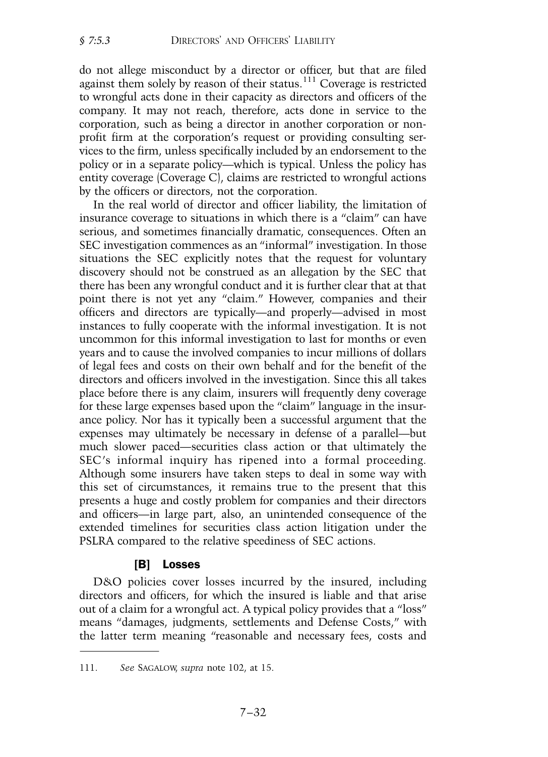do not allege misconduct by a director or officer, but that are filed against them solely by reason of their status.[111] Coverage is restricted to wrongful acts done in their capacity as directors and officers of the company. It may not reach, therefore, acts done in service to the corporation, such as being a director in another corporation or non-profit firm at the corporation's request or providing consulting services to the firm, unless specifically included by an endorsement to the policy or in a separate policy—which is typical. Unless the policy has entity coverage (Coverage C), claims are restricted to wrongful actions by the officers or directors, not the corporation.

In the real world of director and officer liability, the limitation of insurance coverage to situations in which there is a "claim" can have serious, and sometimes financially dramatic, consequences. Often an SEC investigation commences as an "informal" investigation. In those situations the SEC explicitly notes that the request for voluntary discovery should not be construed as an allegation by the SEC that there has been any wrongful conduct and it is further clear that at that point there is not yet any "claim." However, companies and their officers and directors are typically—and properly—advised in most instances to fully cooperate with the informal investigation. It is not uncommon for this informal investigation to last for months or even years and to cause the involved companies to incur millions of dollars of legal fees and costs on their own behalf and for the benefit of the directors and officers involved in the investigation. Since this all takes place before there is any claim, insurers will frequently deny coverage for these large expenses based upon the "claim" language in the insurance policy. Nor has it typically been a successful argument that the expenses may ultimately be necessary in defense of a parallel—but much slower paced—securities class action or that ultimately the SEC's informal inquiry has ripened into a formal proceeding. Although some insurers have taken steps to deal in some way with this set of circumstances, it remains true to the present that this presents a huge and costly problem for companies and their directors and officers—in large part, also, an unintended consequence of the extended timelines for securities class action litigation under the PSLRA compared to the relative speediness of SEC actions.

### [B] Losses

D&O policies cover losses incurred by the insured, including directors and officers, for which the insured is liable and that arise out of a claim for a wrongful act. A typical policy provides that a "loss" means "damages, judgments, settlements and Defense Costs," with the latter term meaning "reasonable and necessary fees, costs and

---

111. *See* SAGALOW, *supra* note 102, at 15.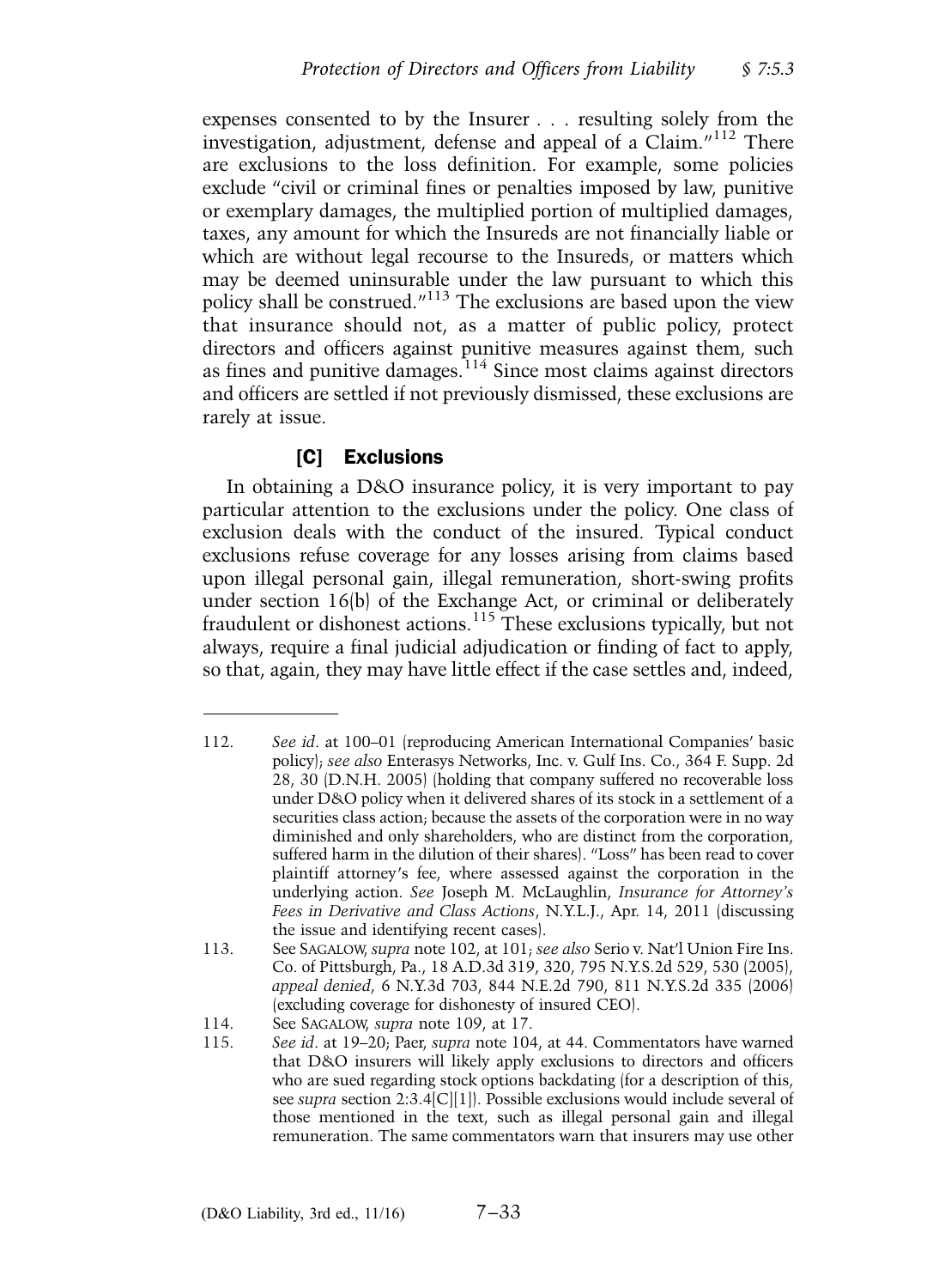expenses consented to by the Insurer . . . resulting solely from the investigation, adjustment, defense and appeal of a Claim."[112] There are exclusions to the loss definition. For example, some policies exclude "civil or criminal fines or penalties imposed by law, punitive or exemplary damages, the multiplied portion of multiplied damages, taxes, any amount for which the Insureds are not financially liable or which are without legal recourse to the Insureds, or matters which may be deemed uninsurable under the law pursuant to which this policy shall be construed."[113] The exclusions are based upon the view that insurance should not, as a matter of public policy, protect directors and officers against punitive measures against them, such as fines and punitive damages.[114] Since most claims against directors and officers are settled if not previously dismissed, these exclusions are rarely at issue.

### [C] Exclusions

In obtaining a D&O insurance policy, it is very important to pay particular attention to the exclusions under the policy. One class of exclusion deals with the conduct of the insured. Typical conduct exclusions refuse coverage for any losses arising from claims based upon illegal personal gain, illegal remuneration, short-swing profits under section 16(b) of the Exchange Act, or criminal or deliberately fraudulent or dishonest actions.[115] These exclusions typically, but not always, require a final judicial adjudication or finding of fact to apply, so that, again, they may have little effect if the case settles and, indeed,

---

112. *See id.* at 100–01 (reproducing American International Companies' basic policy); *see also* Enterasys Networks, Inc. v. Gulf Ins. Co., 364 F. Supp. 2d 28, 30 (D.N.H. 2005) (holding that company suffered no recoverable loss under D&O policy when it delivered shares of its stock in a settlement of a securities class action; because the assets of the corporation were in no way diminished and only shareholders, who are distinct from the corporation, suffered harm in the dilution of their shares). "Loss" has been read to cover plaintiff attorney's fee, where assessed against the corporation in the underlying action. *See* Joseph M. McLaughlin, *Insurance for Attorney's Fees in Derivative and Class Actions*, N.Y.L.J., Apr. 14, 2011 (discussing the issue and identifying recent cases).

113. See SAGALOW, *supra* note 102, at 101; *see also* Serio v. Nat'l Union Fire Ins. Co. of Pittsburgh, Pa., 18 A.D.3d 319, 320, 795 N.Y.S.2d 529, 530 (2005), *appeal denied*, 6 N.Y.3d 703, 844 N.E.2d 790, 811 N.Y.S.2d 335 (2006) (excluding coverage for dishonesty of insured CEO).

114. See SAGALOW, *supra* note 109, at 17.

115. *See id.* at 19–20; Paer, *supra* note 104, at 44. Commentators have warned that D&O insurers will likely apply exclusions to directors and officers who are sued regarding stock options backdating (for a description of this, see *supra* section 2:3.4[C][1]). Possible exclusions would include several of those mentioned in the text, such as illegal personal gain and illegal remuneration. The same commentators warn that insurers may use other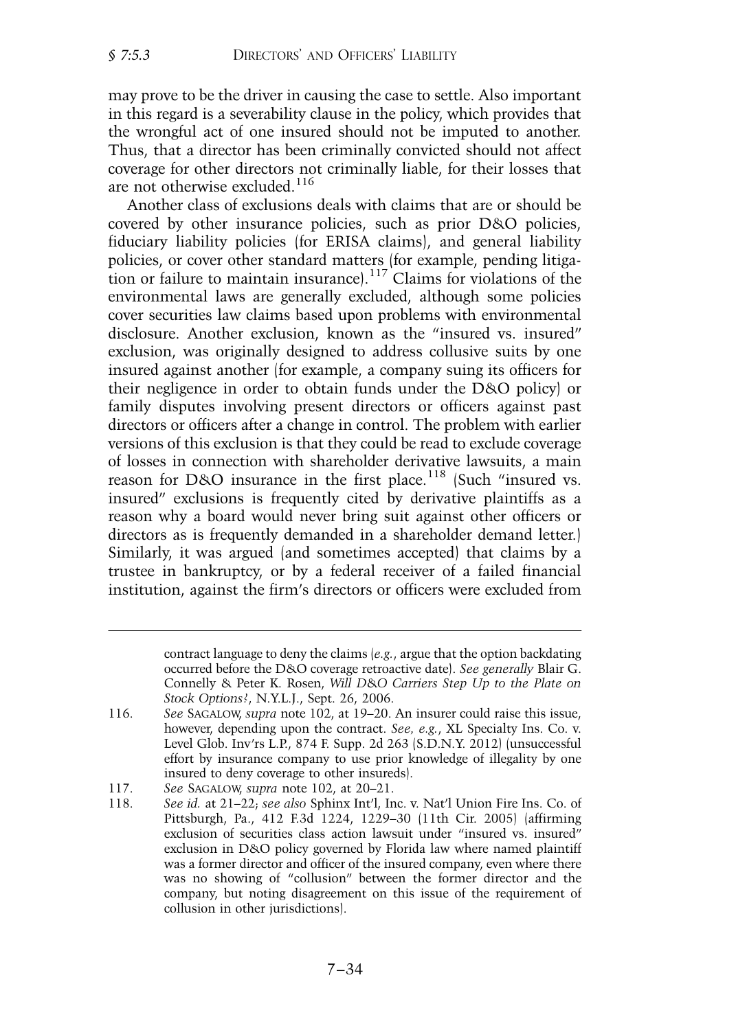may prove to be the driver in causing the case to settle. Also important in this regard is a severability clause in the policy, which provides that the wrongful act of one insured should not be imputed to another. Thus, that a director has been criminally convicted should not affect coverage for other directors not criminally liable, for their losses that are not otherwise excluded.[116]

Another class of exclusions deals with claims that are or should be covered by other insurance policies, such as prior D&O policies, fiduciary liability policies (for ERISA claims), and general liability policies, or cover other standard matters (for example, pending litigation or failure to maintain insurance).[117] Claims for violations of the environmental laws are generally excluded, although some policies cover securities law claims based upon problems with environmental disclosure. Another exclusion, known as the "insured vs. insured" exclusion, was originally designed to address collusive suits by one insured against another (for example, a company suing its officers for their negligence in order to obtain funds under the D&O policy) or family disputes involving present directors or officers against past directors or officers after a change in control. The problem with earlier versions of this exclusion is that they could be read to exclude coverage of losses in connection with shareholder derivative lawsuits, a main reason for D&O insurance in the first place.[118] (Such "insured vs. insured" exclusions is frequently cited by derivative plaintiffs as a reason why a board would never bring suit against other officers or directors as is frequently demanded in a shareholder demand letter.) Similarly, it was argued (and sometimes accepted) that claims by a trustee in bankruptcy, or by a federal receiver of a failed financial institution, against the firm's directors or officers were excluded from

---

contract language to deny the claims (*e.g.*, argue that the option backdating occurred before the D&O coverage retroactive date). *See generally* Blair G. Connelly & Peter K. Rosen, *Will D&O Carriers Step Up to the Plate on Stock Options?*, N.Y.L.J., Sept. 26, 2006.

116. *See* SAGALOW, *supra* note 102, at 19–20. An insurer could raise this issue, however, depending upon the contract. *See, e.g.*, XL Specialty Ins. Co. v. Level Glob. Inv'rs L.P., 874 F. Supp. 2d 263 (S.D.N.Y. 2012) (unsuccessful effort by insurance company to use prior knowledge of illegality by one insured to deny coverage to other insureds).

117. *See* SAGALOW, *supra* note 102, at 20–21.

118. *See id.* at 21–22; *see also* Sphinx Int'l, Inc. v. Nat'l Union Fire Ins. Co. of Pittsburgh, Pa., 412 F.3d 1224, 1229–30 (11th Cir. 2005) (affirming exclusion of securities class action lawsuit under "insured vs. insured" exclusion in D&O policy governed by Florida law where named plaintiff was a former director and officer of the insured company, even where there was no showing of "collusion" between the former director and the company, but noting disagreement on this issue of the requirement of collusion in other jurisdictions).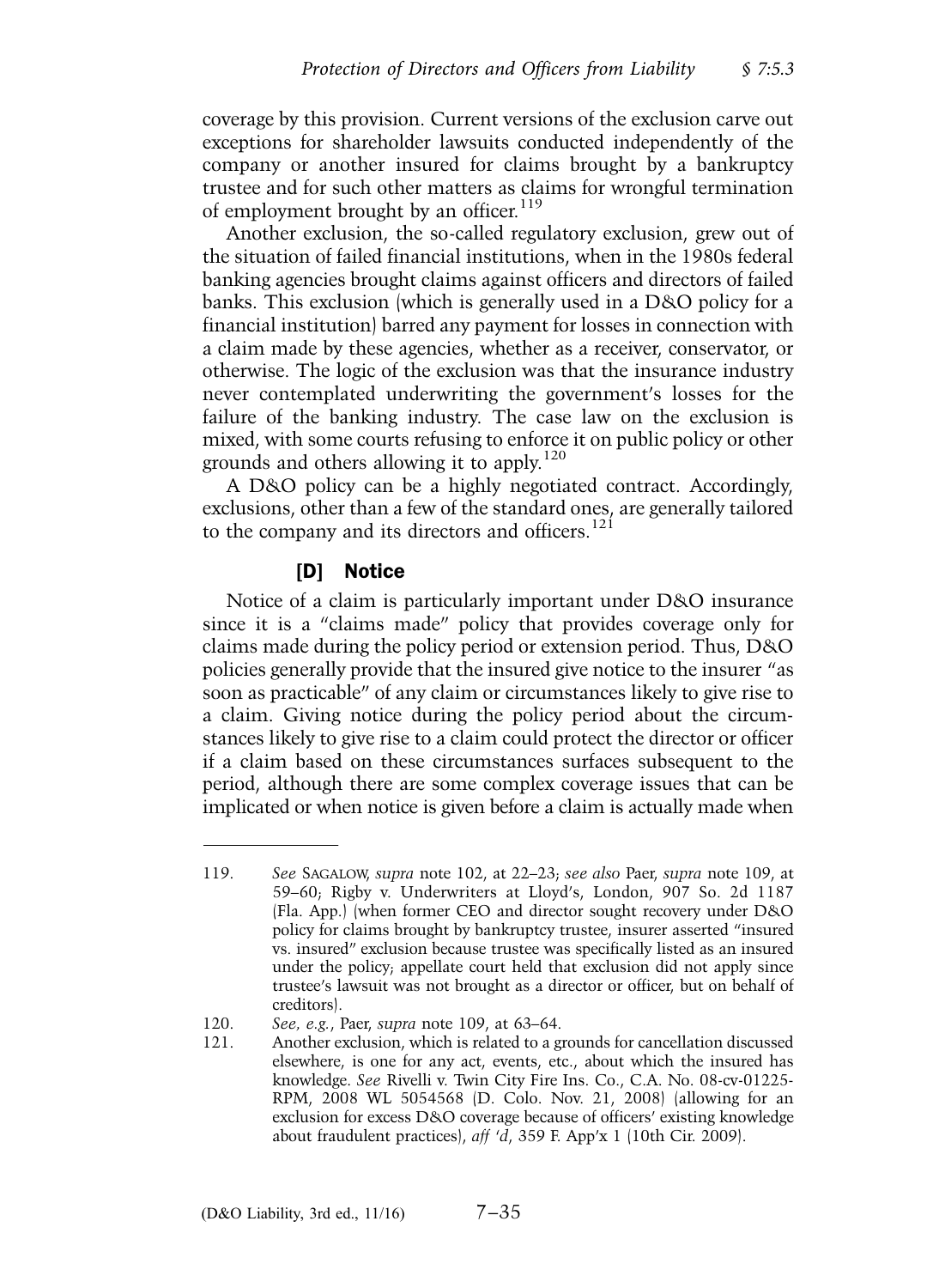coverage by this provision. Current versions of the exclusion carve out exceptions for shareholder lawsuits conducted independently of the company or another insured for claims brought by a bankruptcy trustee and for such other matters as claims for wrongful termination of employment brought by an officer.[119]

Another exclusion, the so-called regulatory exclusion, grew out of the situation of failed financial institutions, when in the 1980s federal banking agencies brought claims against officers and directors of failed banks. This exclusion (which is generally used in a D&O policy for a financial institution) barred any payment for losses in connection with a claim made by these agencies, whether as a receiver, conservator, or otherwise. The logic of the exclusion was that the insurance industry never contemplated underwriting the government's losses for the failure of the banking industry. The case law on the exclusion is mixed, with some courts refusing to enforce it on public policy or other grounds and others allowing it to apply.[120]

A D&O policy can be a highly negotiated contract. Accordingly, exclusions, other than a few of the standard ones, are generally tailored to the company and its directors and officers.[121]

### [D] Notice

Notice of a claim is particularly important under D&O insurance since it is a "claims made" policy that provides coverage only for claims made during the policy period or extension period. Thus, D&O policies generally provide that the insured give notice to the insurer "as soon as practicable" of any claim or circumstances likely to give rise to a claim. Giving notice during the policy period about the circumstances likely to give rise to a claim could protect the director or officer if a claim based on these circumstances surfaces subsequent to the period, although there are some complex coverage issues that can be implicated or when notice is given before a claim is actually made when

---

119. *See* SAGALOW, *supra* note 102, at 22–23; *see also* Paer, *supra* note 109, at 59–60; Rigby v. Underwriters at Lloyd's, London, 907 So. 2d 1187 (Fla. App.) (when former CEO and director sought recovery under D&O policy for claims brought by bankruptcy trustee, insurer asserted "insured vs. insured" exclusion because trustee was specifically listed as an insured under the policy; appellate court held that exclusion did not apply since trustee's lawsuit was not brought as a director or officer, but on behalf of creditors).

120. *See, e.g.*, Paer, *supra* note 109, at 63–64.

121. Another exclusion, which is related to a grounds for cancellation discussed elsewhere, is one for any act, events, etc., about which the insured has knowledge. *See* Rivelli v. Twin City Fire Ins. Co., C.A. No. 08-cv-01225-RPM, 2008 WL 5054568 (D. Colo. Nov. 21, 2008) (allowing for an exclusion for excess D&O coverage because of officers' existing knowledge about fraudulent practices), *aff 'd*, 359 F. App'x 1 (10th Cir. 2009).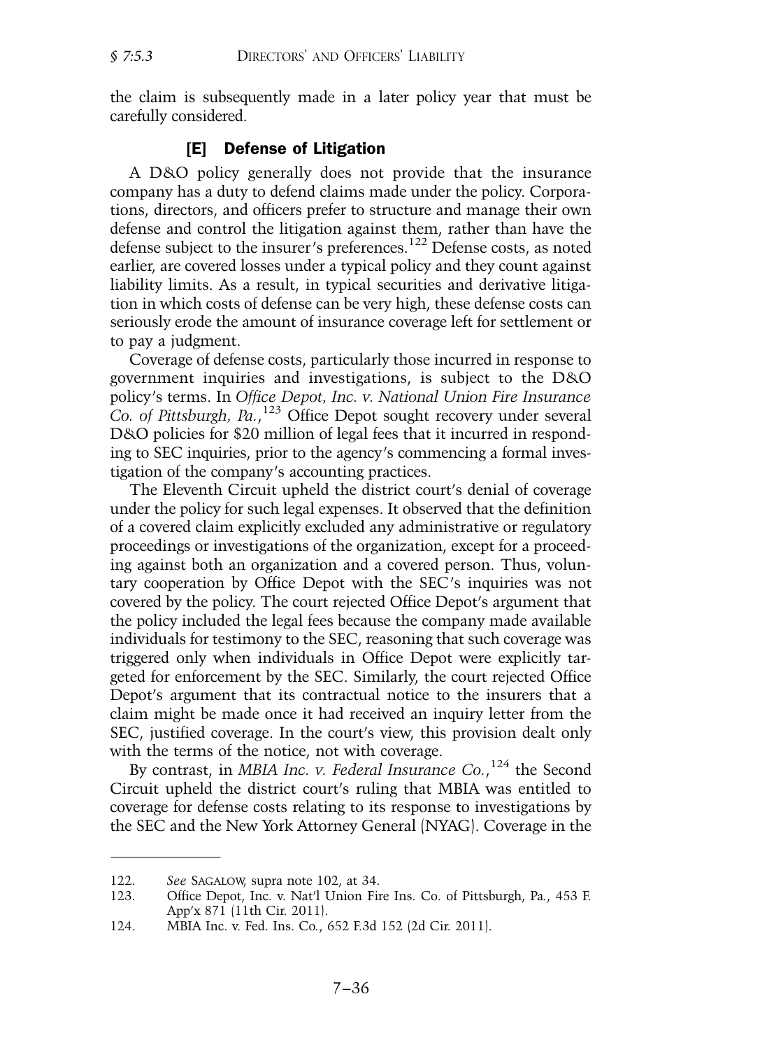the claim is subsequently made in a later policy year that must be carefully considered.

### [E] Defense of Litigation

A D&O policy generally does not provide that the insurance company has a duty to defend claims made under the policy. Corporations, directors, and officers prefer to structure and manage their own defense and control the litigation against them, rather than have the defense subject to the insurer's preferences.[122] Defense costs, as noted earlier, are covered losses under a typical policy and they count against liability limits. As a result, in typical securities and derivative litigation in which costs of defense can be very high, these defense costs can seriously erode the amount of insurance coverage left for settlement or to pay a judgment.

Coverage of defense costs, particularly those incurred in response to government inquiries and investigations, is subject to the D&O policy's terms. In *Office Depot, Inc. v. National Union Fire Insurance Co. of Pittsburgh, Pa.*,[123] Office Depot sought recovery under several D&O policies for $20 million of legal fees that it incurred in responding to SEC inquiries, prior to the agency's commencing a formal investigation of the company's accounting practices.

The Eleventh Circuit upheld the district court's denial of coverage under the policy for such legal expenses. It observed that the definition of a covered claim explicitly excluded any administrative or regulatory proceedings or investigations of the organization, except for a proceeding against both an organization and a covered person. Thus, voluntary cooperation by Office Depot with the SEC's inquiries was not covered by the policy. The court rejected Office Depot's argument that the policy included the legal fees because the company made available individuals for testimony to the SEC, reasoning that such coverage was triggered only when individuals in Office Depot were explicitly targeted for enforcement by the SEC. Similarly, the court rejected Office Depot's argument that its contractual notice to the insurers that a claim might be made once it had received an inquiry letter from the SEC, justified coverage. In the court's view, this provision dealt only with the terms of the notice, not with coverage.

By contrast, in *MBIA Inc. v. Federal Insurance Co.*,[124] the Second Circuit upheld the district court's ruling that MBIA was entitled to coverage for defense costs relating to its response to investigations by the SEC and the New York Attorney General (NYAG). Coverage in the

---

122. *See* SAGALOW, supra note 102, at 34.

123. Office Depot, Inc. v. Nat'l Union Fire Ins. Co. of Pittsburgh, Pa., 453 F. App'x 871 (11th Cir. 2011).

124. MBIA Inc. v. Fed. Ins. Co., 652 F.3d 152 (2d Cir. 2011).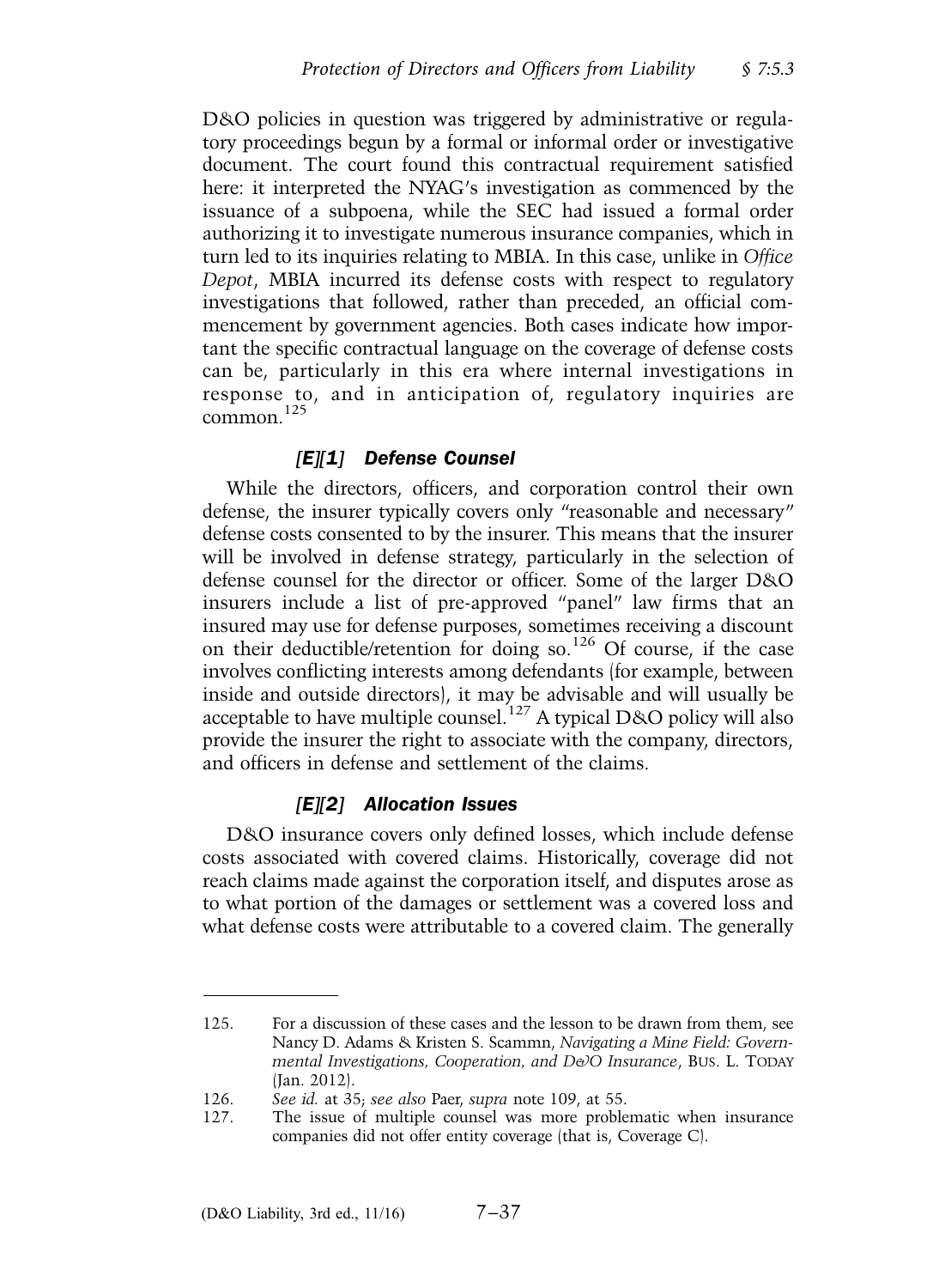D&O policies in question was triggered by administrative or regulatory proceedings begun by a formal or informal order or investigative document. The court found this contractual requirement satisfied here: it interpreted the NYAG's investigation as commenced by the issuance of a subpoena, while the SEC had issued a formal order authorizing it to investigate numerous insurance companies, which in turn led to its inquiries relating to MBIA. In this case, unlike in *Office Depot*, MBIA incurred its defense costs with respect to regulatory investigations that followed, rather than preceded, an official commencement by government agencies. Both cases indicate how important the specific contractual language on the coverage of defense costs can be, particularly in this era where internal investigations in response to, and in anticipation of, regulatory inquiries are common.[125]

### *[E][1] Defense Counsel*

While the directors, officers, and corporation control their own defense, the insurer typically covers only "reasonable and necessary" defense costs consented to by the insurer. This means that the insurer will be involved in defense strategy, particularly in the selection of defense counsel for the director or officer. Some of the larger D&O insurers include a list of pre-approved "panel" law firms that an insured may use for defense purposes, sometimes receiving a discount on their deductible/retention for doing so.[126] Of course, if the case involves conflicting interests among defendants (for example, between inside and outside directors), it may be advisable and will usually be acceptable to have multiple counsel.[127] A typical D&O policy will also provide the insurer the right to associate with the company, directors, and officers in defense and settlement of the claims.

### *[E][2] Allocation Issues*

D&O insurance covers only defined losses, which include defense costs associated with covered claims. Historically, coverage did not reach claims made against the corporation itself, and disputes arose as to what portion of the damages or settlement was a covered loss and what defense costs were attributable to a covered claim. The generally

---

125. For a discussion of these cases and the lesson to be drawn from them, see Nancy D. Adams & Kristen S. Scammn, *Navigating a Mine Field: Governmental Investigations, Cooperation, and D&O Insurance*, BUS. L. TODAY (Jan. 2012).

126. *See id.* at 35; *see also* Paer, *supra* note 109, at 55.

127. The issue of multiple counsel was more problematic when insurance companies did not offer entity coverage (that is, Coverage C).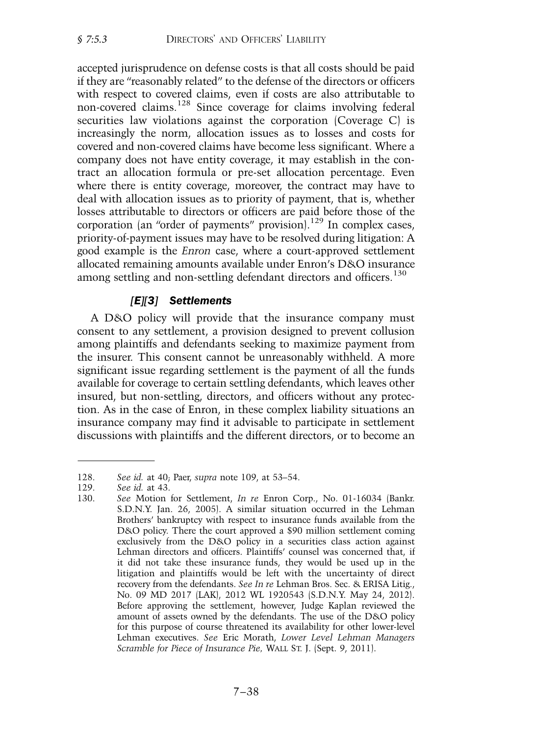accepted jurisprudence on defense costs is that all costs should be paid if they are "reasonably related" to the defense of the directors or officers with respect to covered claims, even if costs are also attributable to non-covered claims.[128] Since coverage for claims involving federal securities law violations against the corporation (Coverage C) is increasingly the norm, allocation issues as to losses and costs for covered and non-covered claims have become less significant. Where a company does not have entity coverage, it may establish in the contract an allocation formula or pre-set allocation percentage. Even where there is entity coverage, moreover, the contract may have to deal with allocation issues as to priority of payment, that is, whether losses attributable to directors or officers are paid before those of the corporation (an "order of payments" provision).[129] In complex cases, priority-of-payment issues may have to be resolved during litigation: A good example is the *Enron* case, where a court-approved settlement allocated remaining amounts available under Enron's D&O insurance among settling and non-settling defendant directors and officers.[130]

### *[E][3] Settlements*

A D&O policy will provide that the insurance company must consent to any settlement, a provision designed to prevent collusion among plaintiffs and defendants seeking to maximize payment from the insurer. This consent cannot be unreasonably withheld. A more significant issue regarding settlement is the payment of all the funds available for coverage to certain settling defendants, which leaves other insured, but non-settling, directors, and officers without any protection. As in the case of Enron, in these complex liability situations an insurance company may find it advisable to participate in settlement discussions with plaintiffs and the different directors, or to become an

---

128. *See id.* at 40; Paer, *supra* note 109, at 53–54.

129. *See id.* at 43.

130. *See* Motion for Settlement, *In re* Enron Corp., No. 01-16034 (Bankr. S.D.N.Y. Jan. 26, 2005). A similar situation occurred in the Lehman Brothers' bankruptcy with respect to insurance funds available from the D&O policy. There the court approved a $90 million settlement coming exclusively from the D&O policy in a securities class action against Lehman directors and officers. Plaintiffs' counsel was concerned that, if it did not take these insurance funds, they would be used up in the litigation and plaintiffs would be left with the uncertainty of direct recovery from the defendants. *See In re* Lehman Bros. Sec. & ERISA Litig., No. 09 MD 2017 (LAK), 2012 WL 1920543 (S.D.N.Y. May 24, 2012). Before approving the settlement, however, Judge Kaplan reviewed the amount of assets owned by the defendants. The use of the D&O policy for this purpose of course threatened its availability for other lower-level Lehman executives. *See* Eric Morath, *Lower Level Lehman Managers Scramble for Piece of Insurance Pie*, WALL ST. J. (Sept. 9, 2011).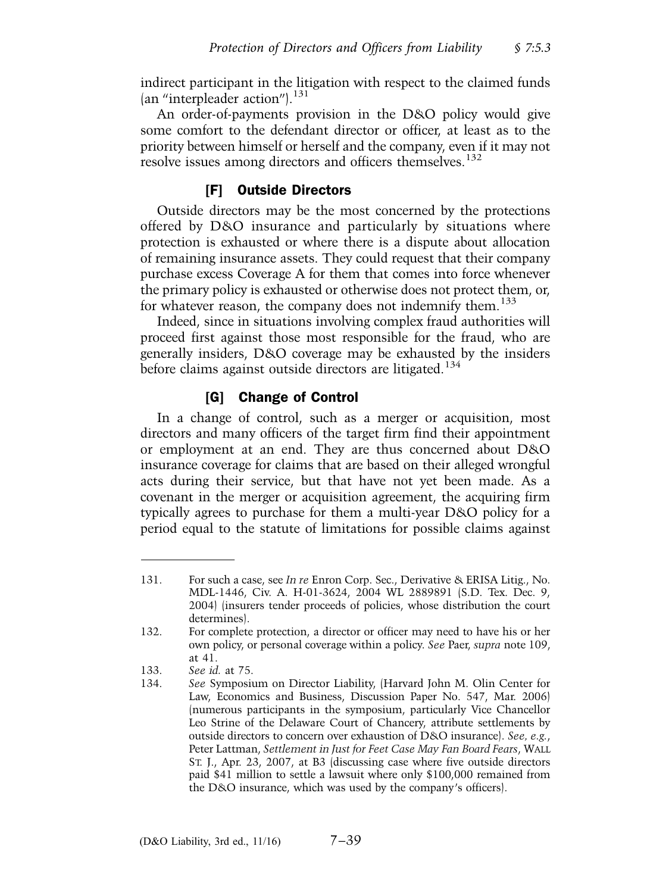indirect participant in the litigation with respect to the claimed funds (an "interpleader action").[131]

An order-of-payments provision in the D&O policy would give some comfort to the defendant director or officer, at least as to the priority between himself or herself and the company, even if it may not resolve issues among directors and officers themselves.[132]

### [F] Outside Directors

Outside directors may be the most concerned by the protections offered by D&O insurance and particularly by situations where protection is exhausted or where there is a dispute about allocation of remaining insurance assets. They could request that their company purchase excess Coverage A for them that comes into force whenever the primary policy is exhausted or otherwise does not protect them, or, for whatever reason, the company does not indemnify them.[133]

Indeed, since in situations involving complex fraud authorities will proceed first against those most responsible for the fraud, who are generally insiders, D&O coverage may be exhausted by the insiders before claims against outside directors are litigated.[134]

### [G] Change of Control

In a change of control, such as a merger or acquisition, most directors and many officers of the target firm find their appointment or employment at an end. They are thus concerned about D&O insurance coverage for claims that are based on their alleged wrongful acts during their service, but that have not yet been made. As a covenant in the merger or acquisition agreement, the acquiring firm typically agrees to purchase for them a multi-year D&O policy for a period equal to the statute of limitations for possible claims against

---

131. For such a case, see *In re* Enron Corp. Sec., Derivative & ERISA Litig., No. MDL-1446, Civ. A. H-01-3624, 2004 WL 2889891 (S.D. Tex. Dec. 9, 2004) (insurers tender proceeds of policies, whose distribution the court determines).

132. For complete protection, a director or officer may need to have his or her own policy, or personal coverage within a policy. *See* Paer, *supra* note 109, at 41.

133. *See id.* at 75.

134. *See* Symposium on Director Liability, (Harvard John M. Olin Center for Law, Economics and Business, Discussion Paper No. 547, Mar. 2006) (numerous participants in the symposium, particularly Vice Chancellor Leo Strine of the Delaware Court of Chancery, attribute settlements by outside directors to concern over exhaustion of D&O insurance). *See, e.g.*, Peter Lattman, *Settlement in Just for Feet Case May Fan Board Fears*, WALL ST. J., Apr. 23, 2007, at B3 (discussing case where five outside directors paid $41 million to settle a lawsuit where only $100,000 remained from the D&O insurance, which was used by the company's officers).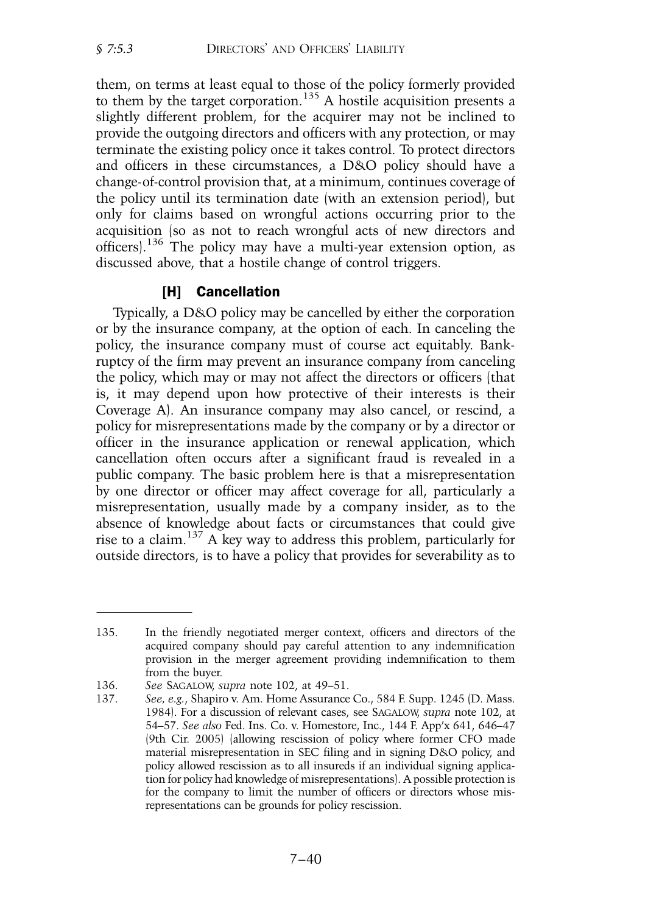them, on terms at least equal to those of the policy formerly provided to them by the target corporation.[135] A hostile acquisition presents a slightly different problem, for the acquirer may not be inclined to provide the outgoing directors and officers with any protection, or may terminate the existing policy once it takes control. To protect directors and officers in these circumstances, a D&O policy should have a change-of-control provision that, at a minimum, continues coverage of the policy until its termination date (with an extension period), but only for claims based on wrongful actions occurring prior to the acquisition (so as not to reach wrongful acts of new directors and officers).[136] The policy may have a multi-year extension option, as discussed above, that a hostile change of control triggers.

#### [H] Cancellation

Typically, a D&O policy may be cancelled by either the corporation or by the insurance company, at the option of each. In canceling the policy, the insurance company must of course act equitably. Bankruptcy of the firm may prevent an insurance company from canceling the policy, which may or may not affect the directors or officers (that is, it may depend upon how protective of their interests is their Coverage A). An insurance company may also cancel, or rescind, a policy for misrepresentations made by the company or by a director or officer in the insurance application or renewal application, which cancellation often occurs after a significant fraud is revealed in a public company. The basic problem here is that a misrepresentation by one director or officer may affect coverage for all, particularly a misrepresentation, usually made by a company insider, as to the absence of knowledge about facts or circumstances that could give rise to a claim.[137] A key way to address this problem, particularly for outside directors, is to have a policy that provides for severability as to

---

135. In the friendly negotiated merger context, officers and directors of the acquired company should pay careful attention to any indemnification provision in the merger agreement providing indemnification to them from the buyer.

136. *See* SAGALOW, *supra* note 102, at 49–51.

137. *See, e.g.*, Shapiro v. Am. Home Assurance Co., 584 F. Supp. 1245 (D. Mass. 1984). For a discussion of relevant cases, see SAGALOW, *supra* note 102, at 54–57. *See also* Fed. Ins. Co. v. Homestore, Inc., 144 F. App'x 641, 646–47 (9th Cir. 2005) (allowing rescission of policy where former CFO made material misrepresentation in SEC filing and in signing D&O policy, and policy allowed rescission as to all insureds if an individual signing application for policy had knowledge of misrepresentations). A possible protection is for the company to limit the number of officers or directors whose misrepresentations can be grounds for policy rescission.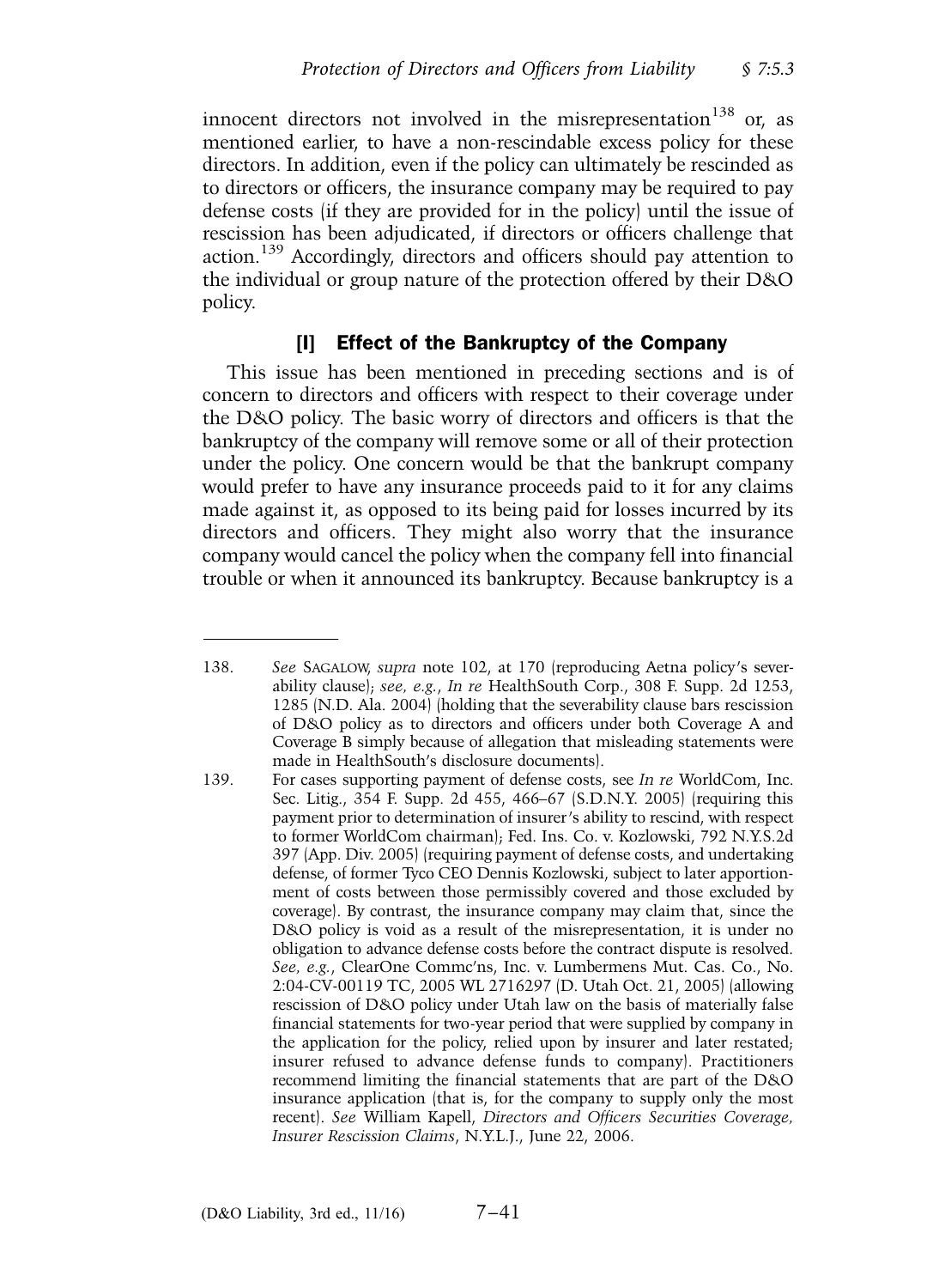innocent directors not involved in the misrepresentation[138] or, as mentioned earlier, to have a non-rescindable excess policy for these directors. In addition, even if the policy can ultimately be rescinded as to directors or officers, the insurance company may be required to pay defense costs (if they are provided for in the policy) until the issue of rescission has been adjudicated, if directors or officers challenge that action.[139] Accordingly, directors and officers should pay attention to the individual or group nature of the protection offered by their D&O policy.

### [I] Effect of the Bankruptcy of the Company

This issue has been mentioned in preceding sections and is of concern to directors and officers with respect to their coverage under the D&O policy. The basic worry of directors and officers is that the bankruptcy of the company will remove some or all of their protection under the policy. One concern would be that the bankrupt company would prefer to have any insurance proceeds paid to it for any claims made against it, as opposed to its being paid for losses incurred by its directors and officers. They might also worry that the insurance company would cancel the policy when the company fell into financial trouble or when it announced its bankruptcy. Because bankruptcy is a

---

138. *See* SAGALOW, *supra* note 102, at 170 (reproducing Aetna policy's severability clause); *see, e.g.*, *In re* HealthSouth Corp., 308 F. Supp. 2d 1253, 1285 (N.D. Ala. 2004) (holding that the severability clause bars rescission of D&O policy as to directors and officers under both Coverage A and Coverage B simply because of allegation that misleading statements were made in HealthSouth's disclosure documents).

139. For cases supporting payment of defense costs, see *In re* WorldCom, Inc. Sec. Litig., 354 F. Supp. 2d 455, 466–67 (S.D.N.Y. 2005) (requiring this payment prior to determination of insurer's ability to rescind, with respect to former WorldCom chairman); Fed. Ins. Co. v. Kozlowski, 792 N.Y.S.2d 397 (App. Div. 2005) (requiring payment of defense costs, and undertaking defense, of former Tyco CEO Dennis Kozlowski, subject to later apportionment of costs between those permissibly covered and those excluded by coverage). By contrast, the insurance company may claim that, since the D&O policy is void as a result of the misrepresentation, it is under no obligation to advance defense costs before the contract dispute is resolved. *See, e.g.*, ClearOne Commc'ns, Inc. v. Lumbermens Mut. Cas. Co., No. 2:04-CV-00119 TC, 2005 WL 2716297 (D. Utah Oct. 21, 2005) (allowing rescission of D&O policy under Utah law on the basis of materially false financial statements for two-year period that were supplied by company in the application for the policy, relied upon by insurer and later restated; insurer refused to advance defense funds to company). Practitioners recommend limiting the financial statements that are part of the D&O insurance application (that is, for the company to supply only the most recent). *See* William Kapell, *Directors and Officers Securities Coverage, Insurer Rescission Claims*, N.Y.L.J., June 22, 2006.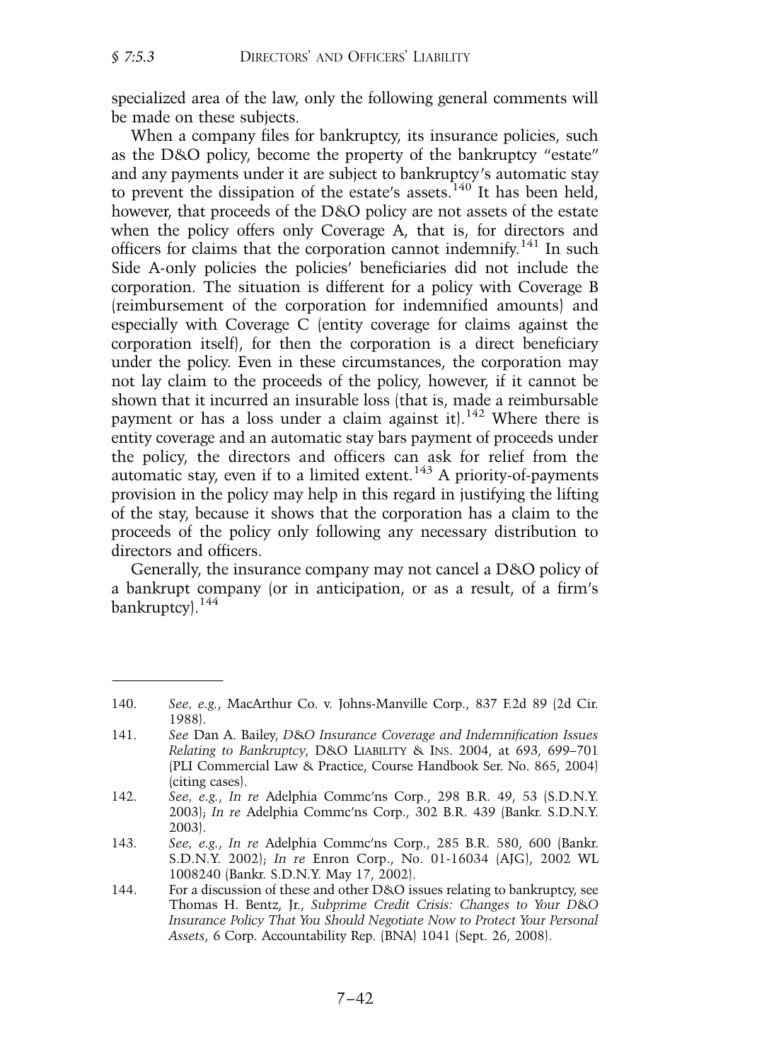specialized area of the law, only the following general comments will be made on these subjects.

When a company files for bankruptcy, its insurance policies, such as the D&O policy, become the property of the bankruptcy "estate" and any payments under it are subject to bankruptcy's automatic stay to prevent the dissipation of the estate's assets.[140] It has been held, however, that proceeds of the D&O policy are not assets of the estate when the policy offers only Coverage A, that is, for directors and officers for claims that the corporation cannot indemnify.[141] In such Side A-only policies the policies' beneficiaries did not include the corporation. The situation is different for a policy with Coverage B (reimbursement of the corporation for indemnified amounts) and especially with Coverage C (entity coverage for claims against the corporation itself), for then the corporation is a direct beneficiary under the policy. Even in these circumstances, the corporation may not lay claim to the proceeds of the policy, however, if it cannot be shown that it incurred an insurable loss (that is, made a reimbursable payment or has a loss under a claim against it).[142] Where there is entity coverage and an automatic stay bars payment of proceeds under the policy, the directors and officers can ask for relief from the automatic stay, even if to a limited extent.[143] A priority-of-payments provision in the policy may help in this regard in justifying the lifting of the stay, because it shows that the corporation has a claim to the proceeds of the policy only following any necessary distribution to directors and officers.

Generally, the insurance company may not cancel a D&O policy of a bankrupt company (or in anticipation, or as a result, of a firm's bankruptcy).[144]

---

140. *See, e.g.*, MacArthur Co. v. Johns-Manville Corp., 837 F.2d 89 (2d Cir. 1988).
141. *See* Dan A. Bailey, *D&O Insurance Coverage and Indemnification Issues Relating to Bankruptcy*, D&O LIABILITY & INS. 2004, at 693, 699–701 (PLI Commercial Law & Practice, Course Handbook Ser. No. 865, 2004) (citing cases).
142. *See, e.g.*, *In re* Adelphia Commc'ns Corp., 298 B.R. 49, 53 (S.D.N.Y. 2003); *In re* Adelphia Commc'ns Corp., 302 B.R. 439 (Bankr. S.D.N.Y. 2003).
143. *See, e.g.*, *In re* Adelphia Commc'ns Corp., 285 B.R. 580, 600 (Bankr. S.D.N.Y. 2002); *In re* Enron Corp., No. 01-16034 (AJG), 2002 WL 1008240 (Bankr. S.D.N.Y. May 17, 2002).
144. For a discussion of these and other D&O issues relating to bankruptcy, see Thomas H. Bentz, Jr., *Subprime Credit Crisis: Changes to Your D&O Insurance Policy That You Should Negotiate Now to Protect Your Personal Assets*, 6 Corp. Accountability Rep. (BNA) 1041 (Sept. 26, 2008).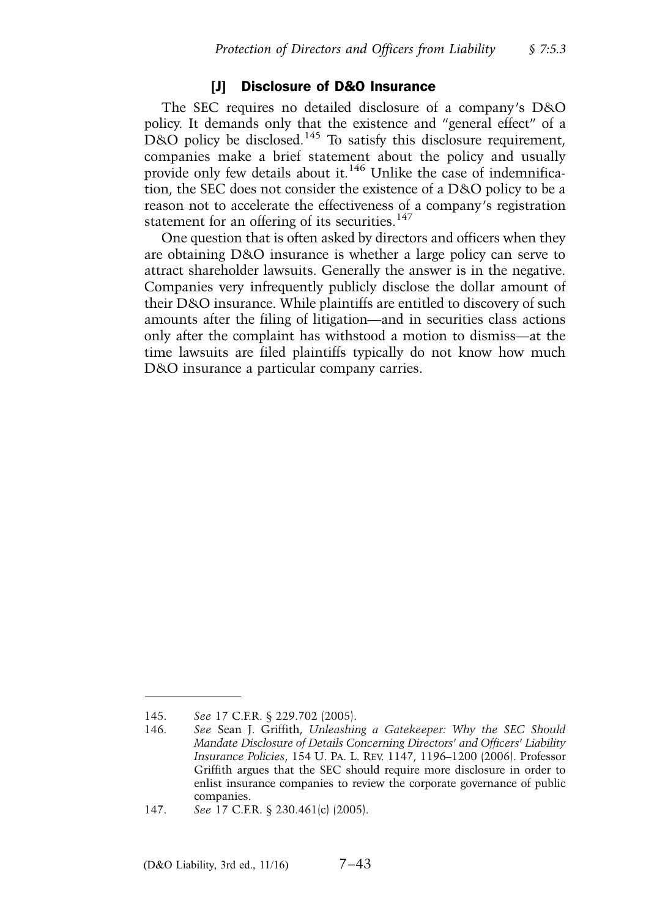### [J] Disclosure of D&O Insurance

The SEC requires no detailed disclosure of a company's D&O policy. It demands only that the existence and "general effect" of a D&O policy be disclosed.[145] To satisfy this disclosure requirement, companies make a brief statement about the policy and usually provide only few details about it.[146] Unlike the case of indemnification, the SEC does not consider the existence of a D&O policy to be a reason not to accelerate the effectiveness of a company's registration statement for an offering of its securities.[147]

One question that is often asked by directors and officers when they are obtaining D&O insurance is whether a large policy can serve to attract shareholder lawsuits. Generally the answer is in the negative. Companies very infrequently publicly disclose the dollar amount of their D&O insurance. While plaintiffs are entitled to discovery of such amounts after the filing of litigation—and in securities class actions only after the complaint has withstood a motion to dismiss—at the time lawsuits are filed plaintiffs typically do not know how much D&O insurance a particular company carries.

---

145. *See* 17 C.F.R. § 229.702 (2005).

146. *See* Sean J. Griffith, *Unleashing a Gatekeeper: Why the SEC Should Mandate Disclosure of Details Concerning Directors' and Officers' Liability Insurance Policies*, 154 U. PA. L. REV. 1147, 1196–1200 (2006). Professor Griffith argues that the SEC should require more disclosure in order to enlist insurance companies to review the corporate governance of public companies.

147. *See* 17 C.F.R. § 230.461(c) (2005).